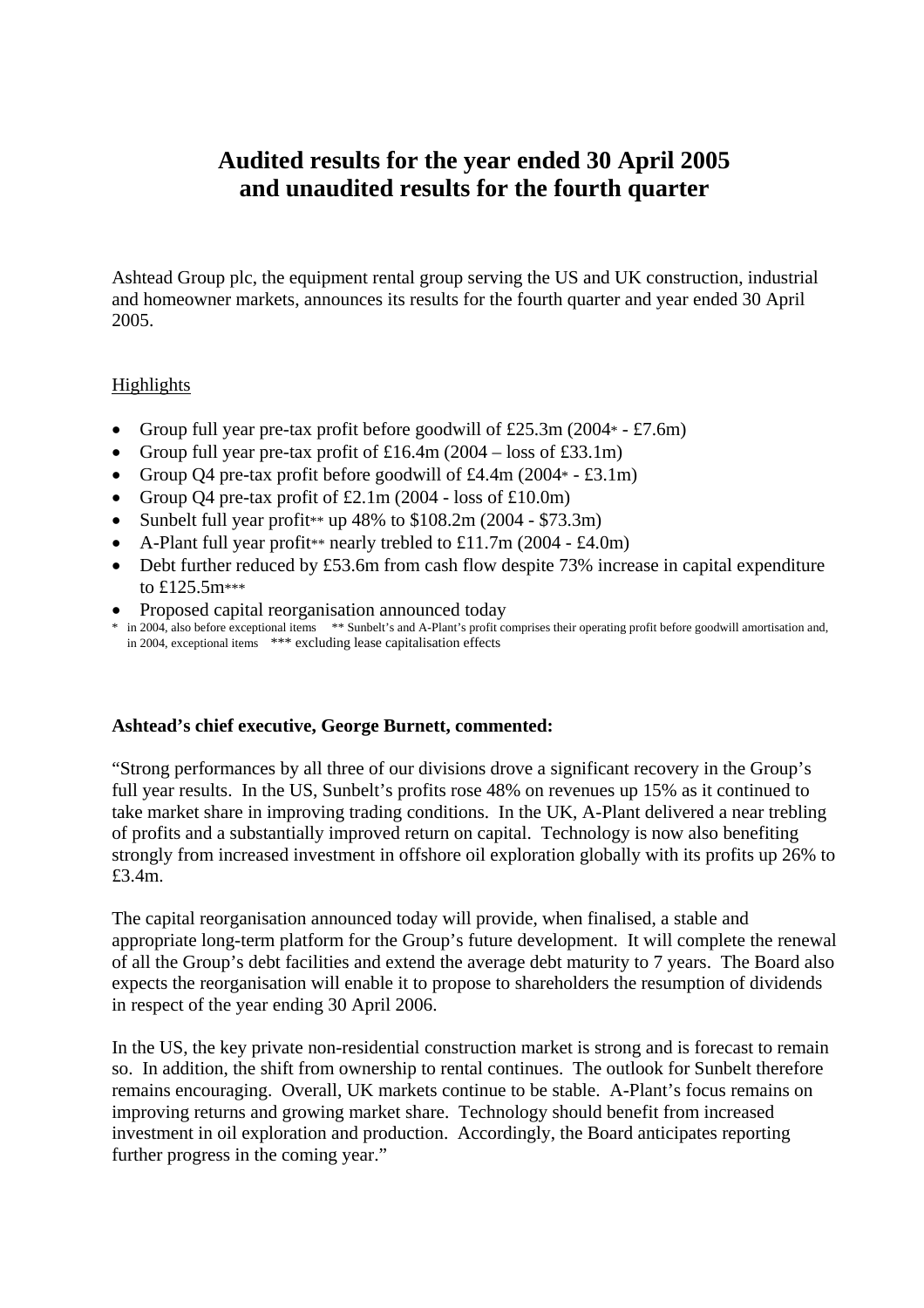# Audited results for the year ended 30 April 2005 and unaudited results for the fourth quarter

Ashtead Group plc, the equipment rental group serving the US and UK construction, industrial and homeowner markets, announces its results for the fourth quarter and year ended 30 April 2005.

## Highlights

- Group full year pre-tax profit before goodwill of £25.3m (2004* - £7.6m)
- Group full year pre-tax profit of £16.4m (2004 – loss of £33.1m)
- Group Q4 pre-tax profit before goodwill of £4.4m (2004* - £3.1m)
- Group Q4 pre-tax profit of £2.1m (2004 - loss of £10.0m)
- Sunbelt full year profit** up 48% to $108.2m (2004 - $73.3m)
- A-Plant full year profit** nearly trebled to £11.7m (2004 - £4.0m)
- Debt further reduced by £53.6m from cash flow despite 73% increase in capital expenditure to £125.5m***
- Proposed capital reorganisation announced today

\* in 2004, also before exceptional items ** Sunbelt's and A-Plant's profit comprises their operating profit before goodwill amortisation and, in 2004, exceptional items *** excluding lease capitalisation effects

**Ashtead's chief executive, George Burnett, commented:**

"Strong performances by all three of our divisions drove a significant recovery in the Group's full year results. In the US, Sunbelt's profits rose 48% on revenues up 15% as it continued to take market share in improving trading conditions. In the UK, A-Plant delivered a near trebling of profits and a substantially improved return on capital. Technology is now also benefiting strongly from increased investment in offshore oil exploration globally with its profits up 26% to £3.4m.

The capital reorganisation announced today will provide, when finalised, a stable and appropriate long-term platform for the Group's future development. It will complete the renewal of all the Group's debt facilities and extend the average debt maturity to 7 years. The Board also expects the reorganisation will enable it to propose to shareholders the resumption of dividends in respect of the year ending 30 April 2006.

In the US, the key private non-residential construction market is strong and is forecast to remain so. In addition, the shift from ownership to rental continues. The outlook for Sunbelt therefore remains encouraging. Overall, UK markets continue to be stable. A-Plant's focus remains on improving returns and growing market share. Technology should benefit from increased investment in oil exploration and production. Accordingly, the Board anticipates reporting further progress in the coming year."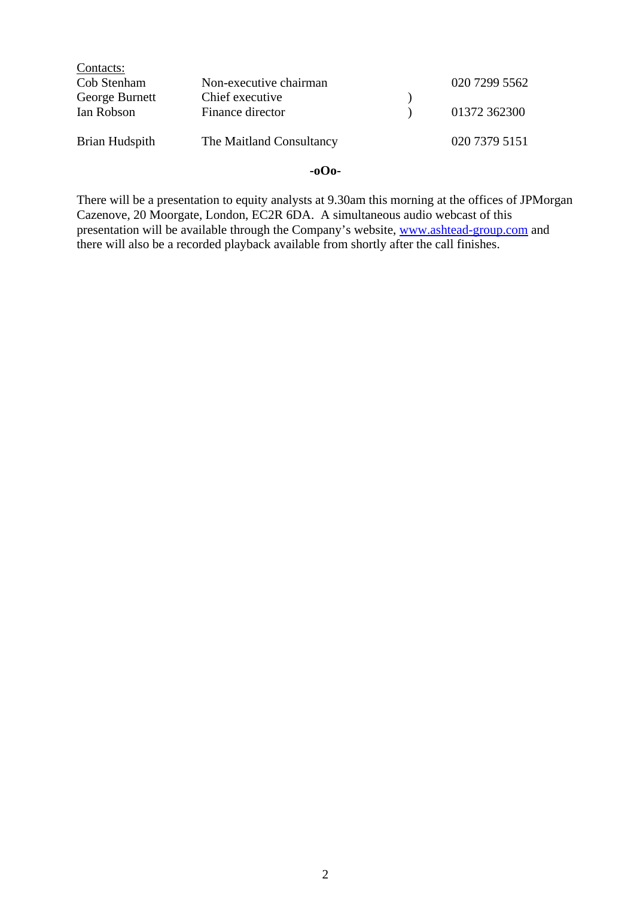<u>Contacts:</u>

| | | | |
|---|---|---|---|
| Cob Stenham | Non-executive chairman | | 020 7299 5562 |
| George Burnett | Chief executive | ) | |
| Ian Robson | Finance director | ) | 01372 362300 |
| | | | |
| Brian Hudspith | The Maitland Consultancy | | 020 7379 5151 |

**-oOo-**

There will be a presentation to equity analysts at 9.30am this morning at the offices of JPMorgan Cazenove, 20 Moorgate, London, EC2R 6DA. A simultaneous audio webcast of this presentation will be available through the Company's website, www.ashtead-group.com and there will also be a recorded playback available from shortly after the call finishes.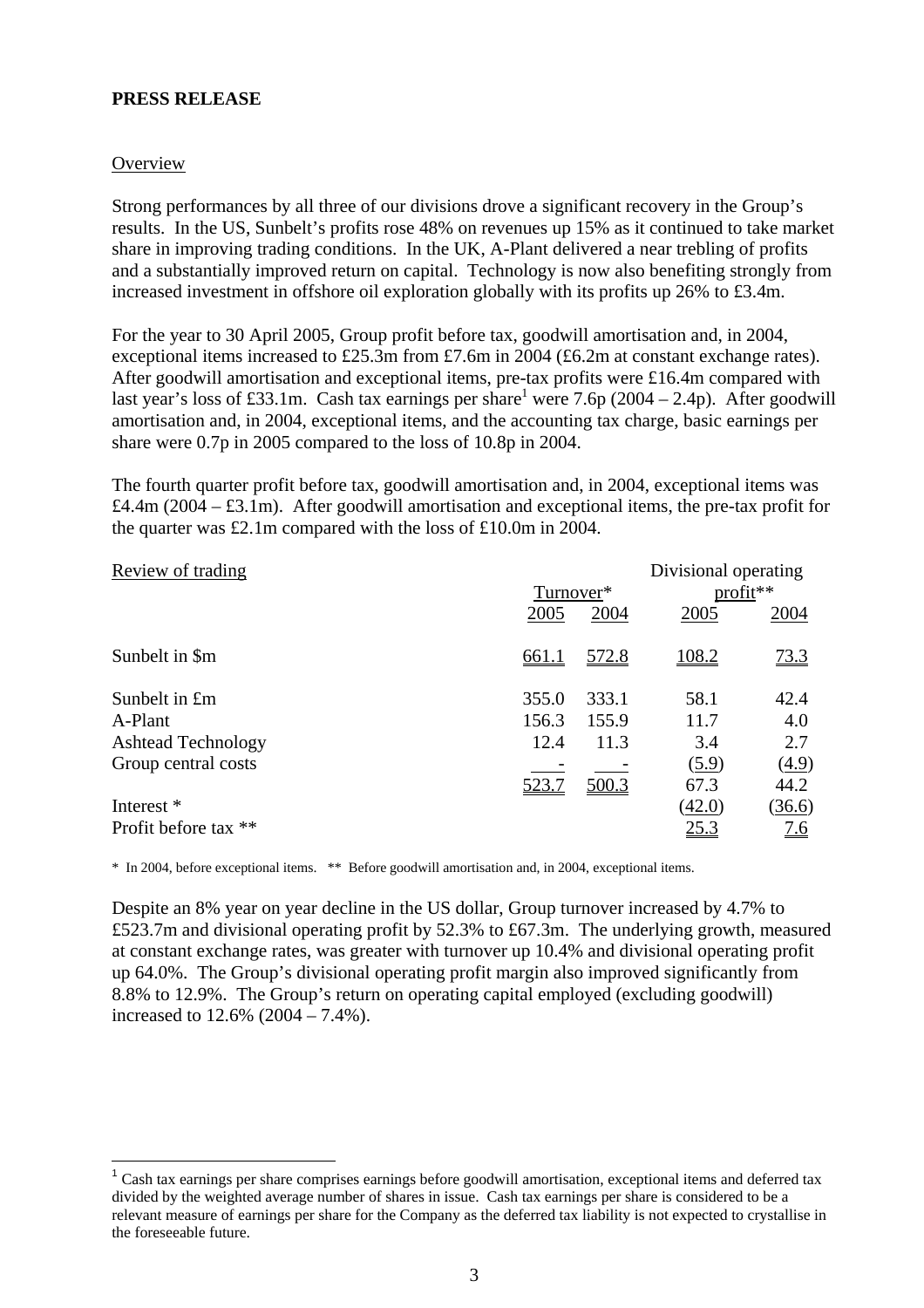**PRESS RELEASE**

Overview

Strong performances by all three of our divisions drove a significant recovery in the Group's results. In the US, Sunbelt's profits rose 48% on revenues up 15% as it continued to take market share in improving trading conditions. In the UK, A-Plant delivered a near trebling of profits and a substantially improved return on capital. Technology is now also benefiting strongly from increased investment in offshore oil exploration globally with its profits up 26% to £3.4m.

For the year to 30 April 2005, Group profit before tax, goodwill amortisation and, in 2004, exceptional items increased to £25.3m from £7.6m in 2004 (£6.2m at constant exchange rates). After goodwill amortisation and exceptional items, pre-tax profits were £16.4m compared with last year's loss of £33.1m. Cash tax earnings per share[1] were 7.6p (2004 – 2.4p). After goodwill amortisation and, in 2004, exceptional items, and the accounting tax charge, basic earnings per share were 0.7p in 2005 compared to the loss of 10.8p in 2004.

The fourth quarter profit before tax, goodwill amortisation and, in 2004, exceptional items was £4.4m (2004 – £3.1m). After goodwill amortisation and exceptional items, the pre-tax profit for the quarter was £2.1m compared with the loss of £10.0m in 2004.

| Review of trading | Turnover* | | Divisional operating profit** | |
|---|---|---|---|---|
| | 2005 | 2004 | 2005 | 2004 |
| Sunbelt in $m | 661.1 | 572.8 | 108.2 | 73.3 |
| Sunbelt in £m | 355.0 | 333.1 | 58.1 | 42.4 |
| A-Plant | 156.3 | 155.9 | 11.7 | 4.0 |
| Ashtead Technology | 12.4 | 11.3 | 3.4 | 2.7 |
| Group central costs | - | - | (5.9) | (4.9) |
| | 523.7 | 500.3 | 67.3 | 44.2 |
| Interest * | | | (42.0) | (36.6) |
| Profit before tax ** | | | 25.3 | 7.6 |

\* In 2004, before exceptional items. ** Before goodwill amortisation and, in 2004, exceptional items.

Despite an 8% year on year decline in the US dollar, Group turnover increased by 4.7% to £523.7m and divisional operating profit by 52.3% to £67.3m. The underlying growth, measured at constant exchange rates, was greater with turnover up 10.4% and divisional operating profit up 64.0%. The Group's divisional operating profit margin also improved significantly from 8.8% to 12.9%. The Group's return on operating capital employed (excluding goodwill) increased to 12.6% (2004 – 7.4%).

[1] Cash tax earnings per share comprises earnings before goodwill amortisation, exceptional items and deferred tax divided by the weighted average number of shares in issue. Cash tax earnings per share is considered to be a relevant measure of earnings per share for the Company as the deferred tax liability is not expected to crystallise in the foreseeable future.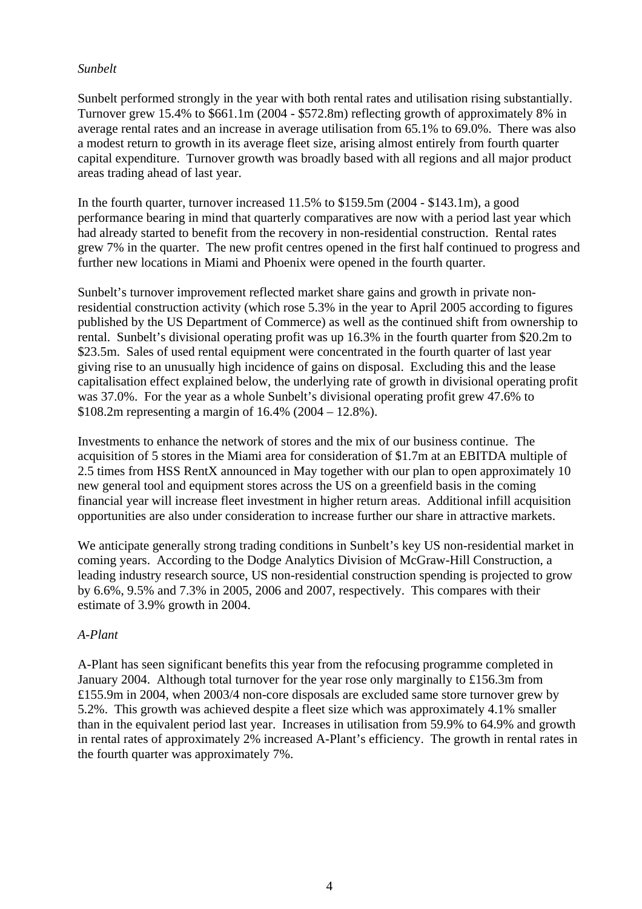*Sunbelt*

Sunbelt performed strongly in the year with both rental rates and utilisation rising substantially. Turnover grew 15.4% to $661.1m (2004 - $572.8m) reflecting growth of approximately 8% in average rental rates and an increase in average utilisation from 65.1% to 69.0%. There was also a modest return to growth in its average fleet size, arising almost entirely from fourth quarter capital expenditure. Turnover growth was broadly based with all regions and all major product areas trading ahead of last year.

In the fourth quarter, turnover increased 11.5% to $159.5m (2004 - $143.1m), a good performance bearing in mind that quarterly comparatives are now with a period last year which had already started to benefit from the recovery in non-residential construction. Rental rates grew 7% in the quarter. The new profit centres opened in the first half continued to progress and further new locations in Miami and Phoenix were opened in the fourth quarter.

Sunbelt's turnover improvement reflected market share gains and growth in private non-residential construction activity (which rose 5.3% in the year to April 2005 according to figures published by the US Department of Commerce) as well as the continued shift from ownership to rental. Sunbelt's divisional operating profit was up 16.3% in the fourth quarter from $20.2m to $23.5m. Sales of used rental equipment were concentrated in the fourth quarter of last year giving rise to an unusually high incidence of gains on disposal. Excluding this and the lease capitalisation effect explained below, the underlying rate of growth in divisional operating profit was 37.0%. For the year as a whole Sunbelt's divisional operating profit grew 47.6% to $108.2m representing a margin of 16.4% (2004 – 12.8%).

Investments to enhance the network of stores and the mix of our business continue. The acquisition of 5 stores in the Miami area for consideration of $1.7m at an EBITDA multiple of 2.5 times from HSS RentX announced in May together with our plan to open approximately 10 new general tool and equipment stores across the US on a greenfield basis in the coming financial year will increase fleet investment in higher return areas. Additional infill acquisition opportunities are also under consideration to increase further our share in attractive markets.

We anticipate generally strong trading conditions in Sunbelt's key US non-residential market in coming years. According to the Dodge Analytics Division of McGraw-Hill Construction, a leading industry research source, US non-residential construction spending is projected to grow by 6.6%, 9.5% and 7.3% in 2005, 2006 and 2007, respectively. This compares with their estimate of 3.9% growth in 2004.

*A-Plant*

A-Plant has seen significant benefits this year from the refocusing programme completed in January 2004. Although total turnover for the year rose only marginally to £156.3m from £155.9m in 2004, when 2003/4 non-core disposals are excluded same store turnover grew by 5.2%. This growth was achieved despite a fleet size which was approximately 4.1% smaller than in the equivalent period last year. Increases in utilisation from 59.9% to 64.9% and growth in rental rates of approximately 2% increased A-Plant's efficiency. The growth in rental rates in the fourth quarter was approximately 7%.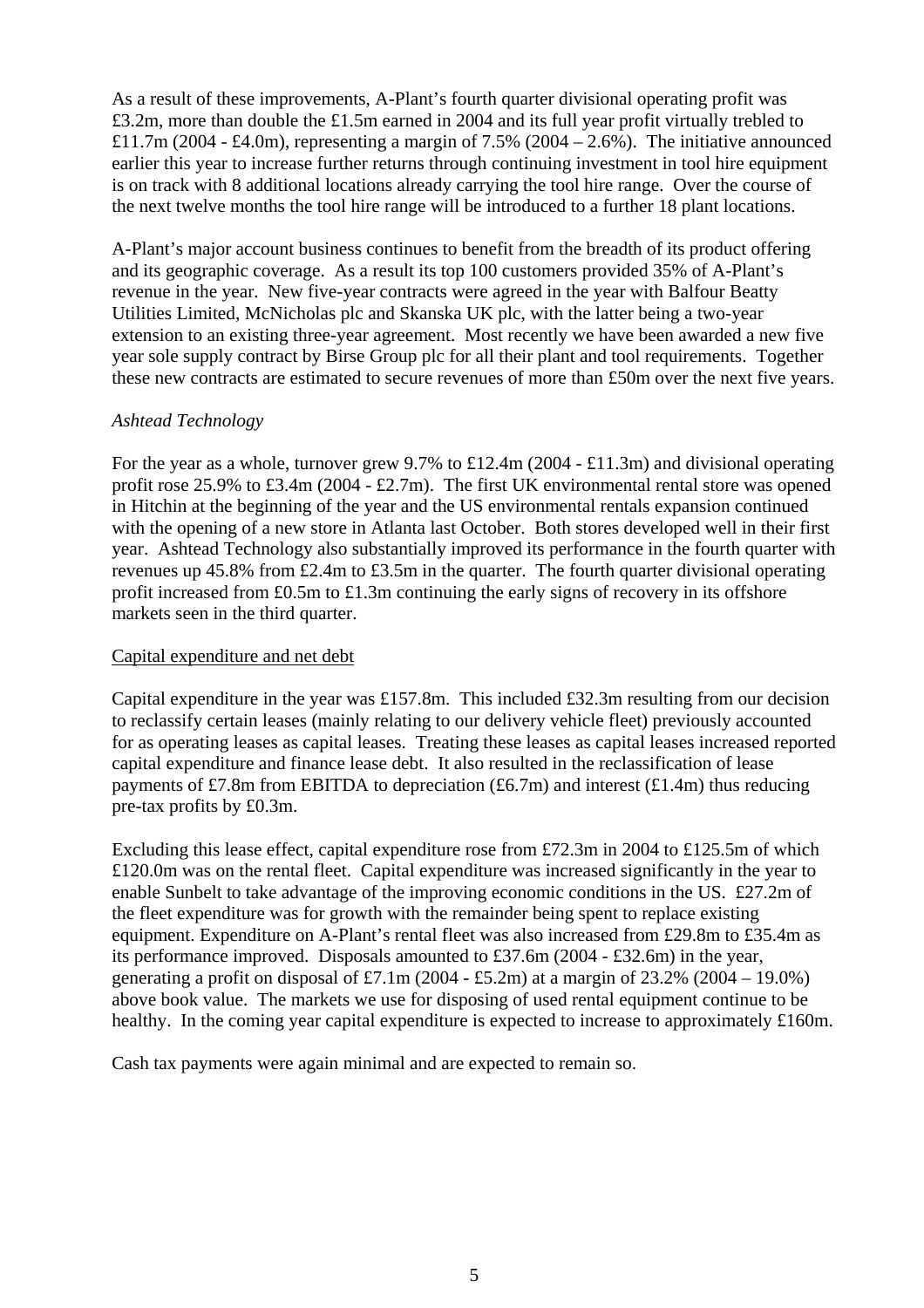As a result of these improvements, A-Plant's fourth quarter divisional operating profit was £3.2m, more than double the £1.5m earned in 2004 and its full year profit virtually trebled to £11.7m (2004 - £4.0m), representing a margin of 7.5% (2004 – 2.6%). The initiative announced earlier this year to increase further returns through continuing investment in tool hire equipment is on track with 8 additional locations already carrying the tool hire range. Over the course of the next twelve months the tool hire range will be introduced to a further 18 plant locations.

A-Plant's major account business continues to benefit from the breadth of its product offering and its geographic coverage. As a result its top 100 customers provided 35% of A-Plant's revenue in the year. New five-year contracts were agreed in the year with Balfour Beatty Utilities Limited, McNicholas plc and Skanska UK plc, with the latter being a two-year extension to an existing three-year agreement. Most recently we have been awarded a new five year sole supply contract by Birse Group plc for all their plant and tool requirements. Together these new contracts are estimated to secure revenues of more than £50m over the next five years.

*Ashtead Technology*

For the year as a whole, turnover grew 9.7% to £12.4m (2004 - £11.3m) and divisional operating profit rose 25.9% to £3.4m (2004 - £2.7m). The first UK environmental rental store was opened in Hitchin at the beginning of the year and the US environmental rentals expansion continued with the opening of a new store in Atlanta last October. Both stores developed well in their first year. Ashtead Technology also substantially improved its performance in the fourth quarter with revenues up 45.8% from £2.4m to £3.5m in the quarter. The fourth quarter divisional operating profit increased from £0.5m to £1.3m continuing the early signs of recovery in its offshore markets seen in the third quarter.

Capital expenditure and net debt

Capital expenditure in the year was £157.8m. This included £32.3m resulting from our decision to reclassify certain leases (mainly relating to our delivery vehicle fleet) previously accounted for as operating leases as capital leases. Treating these leases as capital leases increased reported capital expenditure and finance lease debt. It also resulted in the reclassification of lease payments of £7.8m from EBITDA to depreciation (£6.7m) and interest (£1.4m) thus reducing pre-tax profits by £0.3m.

Excluding this lease effect, capital expenditure rose from £72.3m in 2004 to £125.5m of which £120.0m was on the rental fleet. Capital expenditure was increased significantly in the year to enable Sunbelt to take advantage of the improving economic conditions in the US. £27.2m of the fleet expenditure was for growth with the remainder being spent to replace existing equipment. Expenditure on A-Plant's rental fleet was also increased from £29.8m to £35.4m as its performance improved. Disposals amounted to £37.6m (2004 - £32.6m) in the year, generating a profit on disposal of £7.1m (2004 - £5.2m) at a margin of 23.2% (2004 – 19.0%) above book value. The markets we use for disposing of used rental equipment continue to be healthy. In the coming year capital expenditure is expected to increase to approximately £160m.

Cash tax payments were again minimal and are expected to remain so.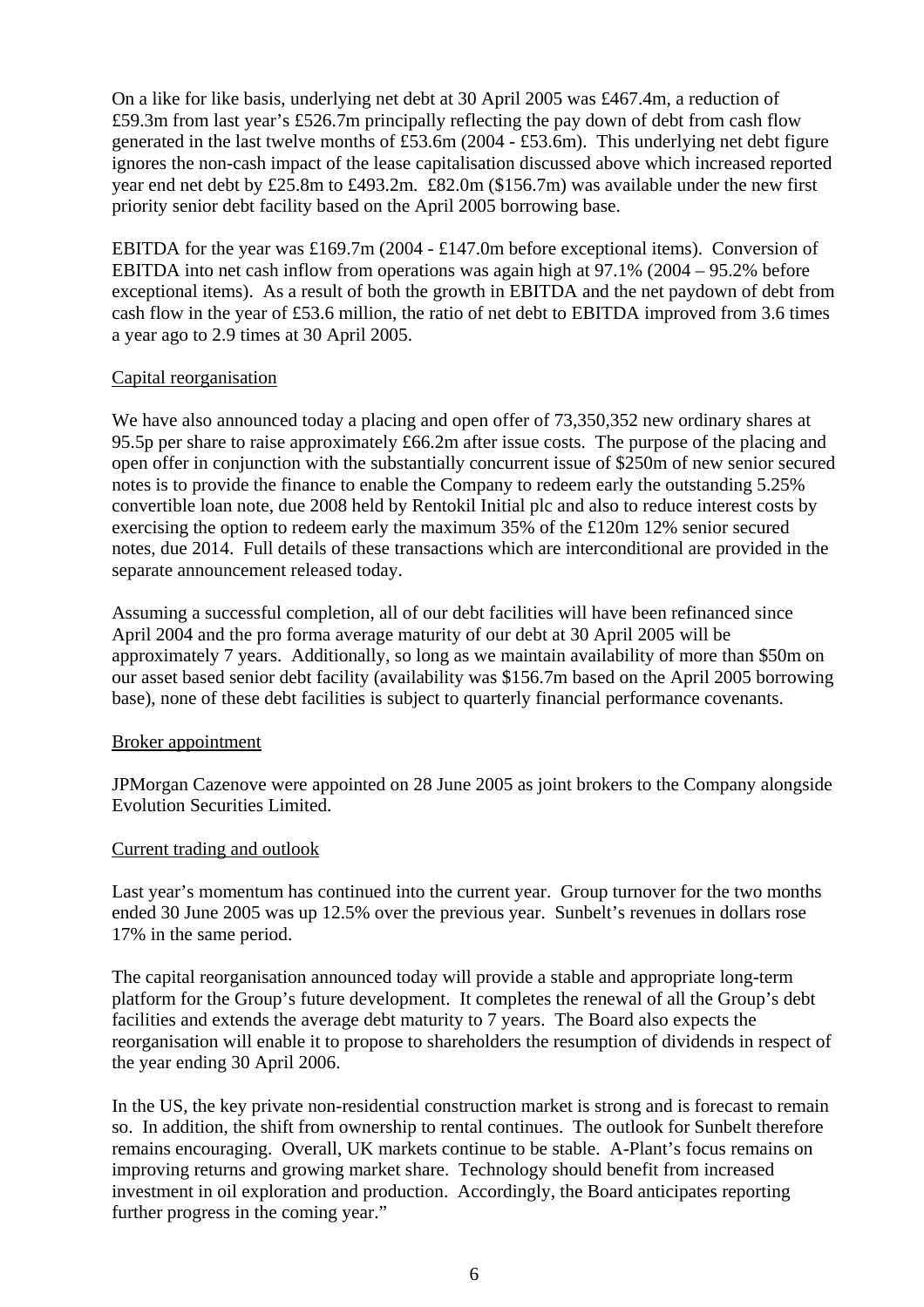On a like for like basis, underlying net debt at 30 April 2005 was £467.4m, a reduction of £59.3m from last year's £526.7m principally reflecting the pay down of debt from cash flow generated in the last twelve months of £53.6m (2004 - £53.6m). This underlying net debt figure ignores the non-cash impact of the lease capitalisation discussed above which increased reported year end net debt by £25.8m to £493.2m. £82.0m ($156.7m) was available under the new first priority senior debt facility based on the April 2005 borrowing base.

EBITDA for the year was £169.7m (2004 - £147.0m before exceptional items). Conversion of EBITDA into net cash inflow from operations was again high at 97.1% (2004 – 95.2% before exceptional items). As a result of both the growth in EBITDA and the net paydown of debt from cash flow in the year of £53.6 million, the ratio of net debt to EBITDA improved from 3.6 times a year ago to 2.9 times at 30 April 2005.

<u>Capital reorganisation</u>

We have also announced today a placing and open offer of 73,350,352 new ordinary shares at 95.5p per share to raise approximately £66.2m after issue costs. The purpose of the placing and open offer in conjunction with the substantially concurrent issue of $250m of new senior secured notes is to provide the finance to enable the Company to redeem early the outstanding 5.25% convertible loan note, due 2008 held by Rentokil Initial plc and also to reduce interest costs by exercising the option to redeem early the maximum 35% of the £120m 12% senior secured notes, due 2014. Full details of these transactions which are interconditional are provided in the separate announcement released today.

Assuming a successful completion, all of our debt facilities will have been refinanced since April 2004 and the pro forma average maturity of our debt at 30 April 2005 will be approximately 7 years. Additionally, so long as we maintain availability of more than $50m on our asset based senior debt facility (availability was $156.7m based on the April 2005 borrowing base), none of these debt facilities is subject to quarterly financial performance covenants.

<u>Broker appointment</u>

JPMorgan Cazenove were appointed on 28 June 2005 as joint brokers to the Company alongside Evolution Securities Limited.

<u>Current trading and outlook</u>

Last year's momentum has continued into the current year. Group turnover for the two months ended 30 June 2005 was up 12.5% over the previous year. Sunbelt's revenues in dollars rose 17% in the same period.

The capital reorganisation announced today will provide a stable and appropriate long-term platform for the Group's future development. It completes the renewal of all the Group's debt facilities and extends the average debt maturity to 7 years. The Board also expects the reorganisation will enable it to propose to shareholders the resumption of dividends in respect of the year ending 30 April 2006.

In the US, the key private non-residential construction market is strong and is forecast to remain so. In addition, the shift from ownership to rental continues. The outlook for Sunbelt therefore remains encouraging. Overall, UK markets continue to be stable. A-Plant's focus remains on improving returns and growing market share. Technology should benefit from increased investment in oil exploration and production. Accordingly, the Board anticipates reporting further progress in the coming year."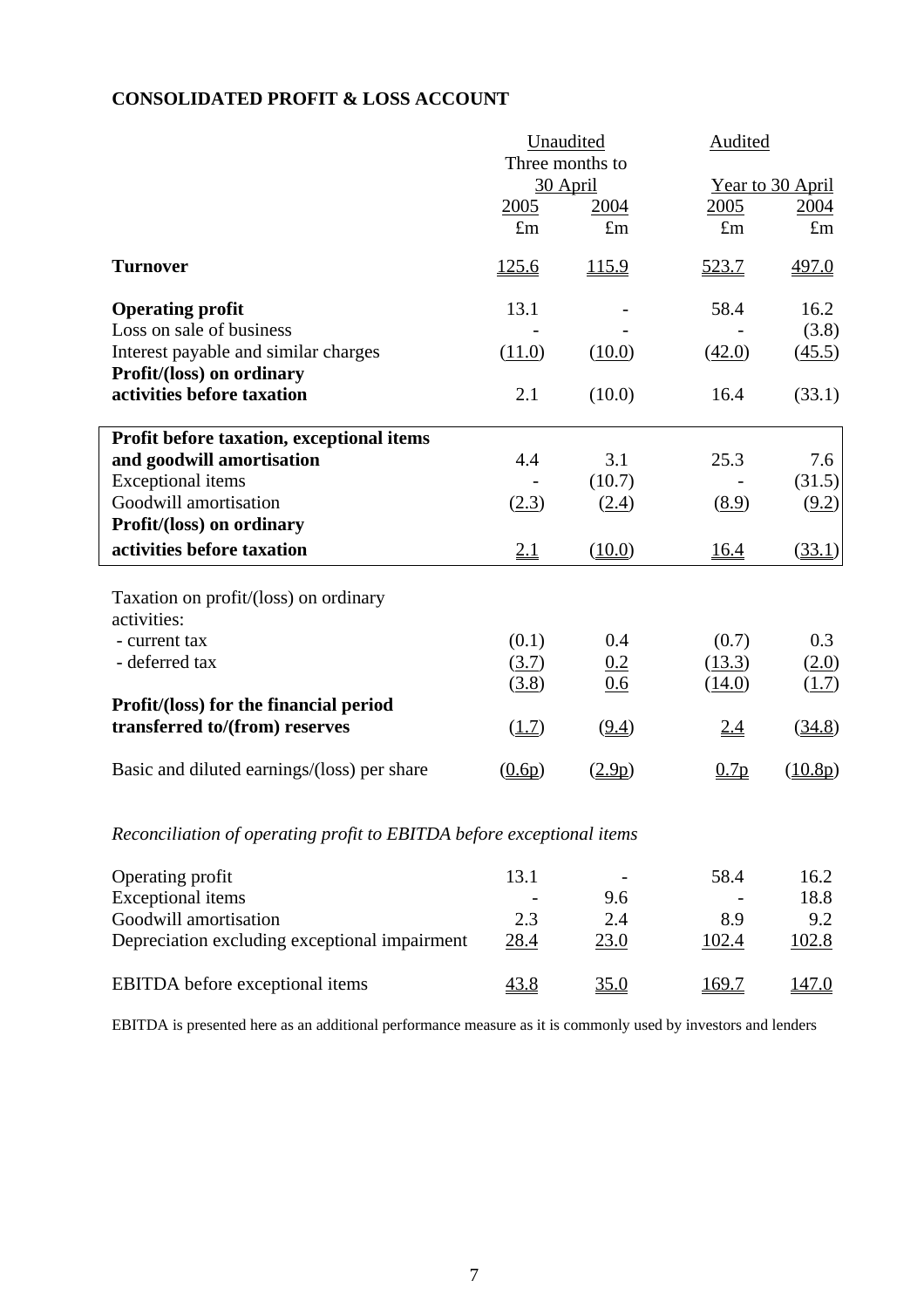## CONSOLIDATED PROFIT & LOSS ACCOUNT

| | Unaudited | | Audited | |
|---|---|---|---|---|
| | Three months to 30 April | | Year to 30 April | |
| | 2005 | 2004 | 2005 | 2004 |
| | £m | £m | £m | £m |
| **Turnover** | 125.6 | 115.9 | 523.7 | 497.0 |
| **Operating profit** | 13.1 | - | 58.4 | 16.2 |
| Loss on sale of business | - | - | - | (3.8) |
| Interest payable and similar charges | (11.0) | (10.0) | (42.0) | (45.5) |
| **Profit/(loss) on ordinary activities before taxation** | 2.1 | (10.0) | 16.4 | (33.1) |
| **Profit before taxation, exceptional items and goodwill amortisation** | 4.4 | 3.1 | 25.3 | 7.6 |
| Exceptional items | - | (10.7) | - | (31.5) |
| Goodwill amortisation | (2.3) | (2.4) | (8.9) | (9.2) |
| **Profit/(loss) on ordinary activities before taxation** | 2.1 | (10.0) | 16.4 | (33.1) |
| Taxation on profit/(loss) on ordinary activities: | | | | |
| - current tax | (0.1) | 0.4 | (0.7) | 0.3 |
| - deferred tax | (3.7) | 0.2 | (13.3) | (2.0) |
| | (3.8) | 0.6 | (14.0) | (1.7) |
| **Profit/(loss) for the financial period transferred to/(from) reserves** | (1.7) | (9.4) | 2.4 | (34.8) |
| Basic and diluted earnings/(loss) per share | (0.6p) | (2.9p) | 0.7p | (10.8p) |

*Reconciliation of operating profit to EBITDA before exceptional items*

| | 2005 (3 months) | 2004 (3 months) | 2005 (Year) | 2004 (Year) |
|---|---|---|---|---|
| Operating profit | 13.1 | - | 58.4 | 16.2 |
| Exceptional items | - | 9.6 | - | 18.8 |
| Goodwill amortisation | 2.3 | 2.4 | 8.9 | 9.2 |
| Depreciation excluding exceptional impairment | 28.4 | 23.0 | 102.4 | 102.8 |
| EBITDA before exceptional items | 43.8 | 35.0 | 169.7 | 147.0 |

EBITDA is presented here as an additional performance measure as it is commonly used by investors and lenders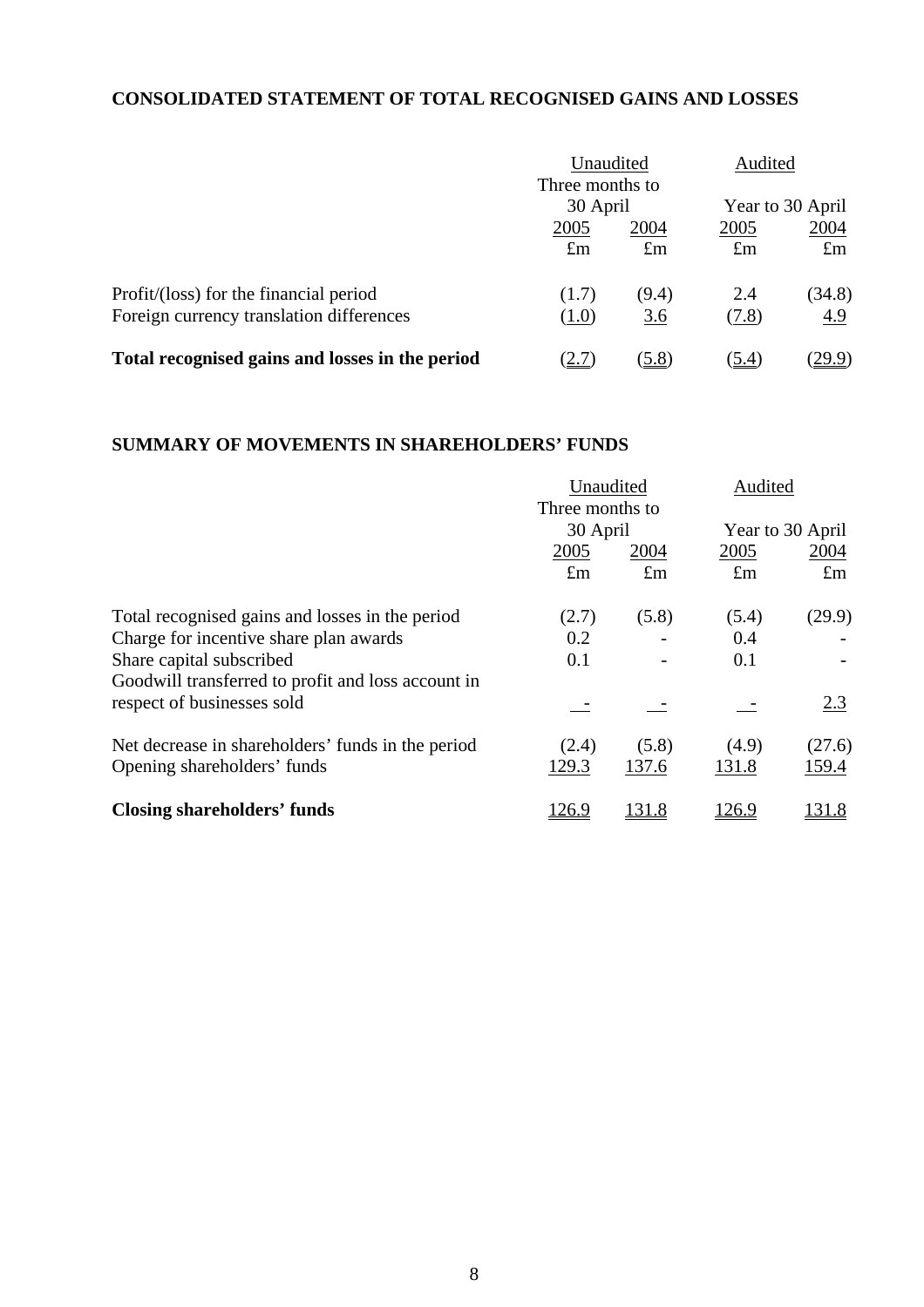**CONSOLIDATED STATEMENT OF TOTAL RECOGNISED GAINS AND LOSSES**

| | Unaudited | | Audited | |
|---|---|---|---|---|
| | Three months to 30 April | | Year to 30 April | |
| | 2005 | 2004 | 2005 | 2004 |
| | £m | £m | £m | £m |
| Profit/(loss) for the financial period | (1.7) | (9.4) | 2.4 | (34.8) |
| Foreign currency translation differences | (1.0) | 3.6 | (7.8) | 4.9 |
| **Total recognised gains and losses in the period** | (2.7) | (5.8) | (5.4) | (29.9) |

**SUMMARY OF MOVEMENTS IN SHAREHOLDERS' FUNDS**

| | Unaudited | | Audited | |
|---|---|---|---|---|
| | Three months to 30 April | | Year to 30 April | |
| | 2005 | 2004 | 2005 | 2004 |
| | £m | £m | £m | £m |
| Total recognised gains and losses in the period | (2.7) | (5.8) | (5.4) | (29.9) |
| Charge for incentive share plan awards | 0.2 | - | 0.4 | - |
| Share capital subscribed | 0.1 | - | 0.1 | - |
| Goodwill transferred to profit and loss account in respect of businesses sold | - | - | - | 2.3 |
| Net decrease in shareholders' funds in the period | (2.4) | (5.8) | (4.9) | (27.6) |
| Opening shareholders' funds | 129.3 | 137.6 | 131.8 | 159.4 |
| **Closing shareholders' funds** | 126.9 | 131.8 | 126.9 | 131.8 |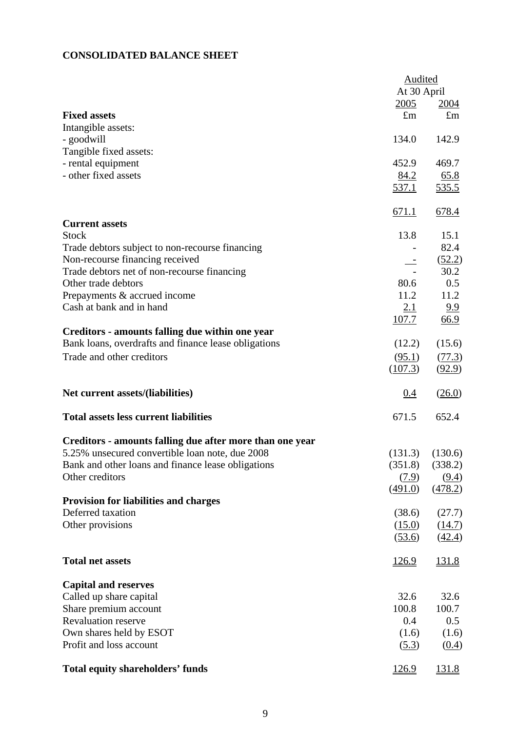**CONSOLIDATED BALANCE SHEET**

| | Audited | |
|---|---|---|
| | At 30 April | |
| | 2005 | 2004 |
| **Fixed assets** | £m | £m |
| Intangible assets: | | |
| - goodwill | 134.0 | 142.9 |
| Tangible fixed assets: | | |
| - rental equipment | 452.9 | 469.7 |
| - other fixed assets | 84.2 | 65.8 |
| | 537.1 | 535.5 |
| | | |
| | 671.1 | 678.4 |
| **Current assets** | | |
| Stock | 13.8 | 15.1 |
| Trade debtors subject to non-recourse financing | - | 82.4 |
| Non-recourse financing received | - | (52.2) |
| Trade debtors net of non-recourse financing | - | 30.2 |
| Other trade debtors | 80.6 | 0.5 |
| Prepayments & accrued income | 11.2 | 11.2 |
| Cash at bank and in hand | 2.1 | 9.9 |
| | 107.7 | 66.9 |
| **Creditors - amounts falling due within one year** | | |
| Bank loans, overdrafts and finance lease obligations | (12.2) | (15.6) |
| Trade and other creditors | (95.1) | (77.3) |
| | (107.3) | (92.9) |
| | | |
| **Net current assets/(liabilities)** | 0.4 | (26.0) |
| | | |
| **Total assets less current liabilities** | 671.5 | 652.4 |
| | | |
| **Creditors - amounts falling due after more than one year** | | |
| 5.25% unsecured convertible loan note, due 2008 | (131.3) | (130.6) |
| Bank and other loans and finance lease obligations | (351.8) | (338.2) |
| Other creditors | (7.9) | (9.4) |
| | (491.0) | (478.2) |
| **Provision for liabilities and charges** | | |
| Deferred taxation | (38.6) | (27.7) |
| Other provisions | (15.0) | (14.7) |
| | (53.6) | (42.4) |
| | | |
| **Total net assets** | 126.9 | 131.8 |
| | | |
| **Capital and reserves** | | |
| Called up share capital | 32.6 | 32.6 |
| Share premium account | 100.8 | 100.7 |
| Revaluation reserve | 0.4 | 0.5 |
| Own shares held by ESOT | (1.6) | (1.6) |
| Profit and loss account | (5.3) | (0.4) |
| | | |
| **Total equity shareholders' funds** | 126.9 | 131.8 |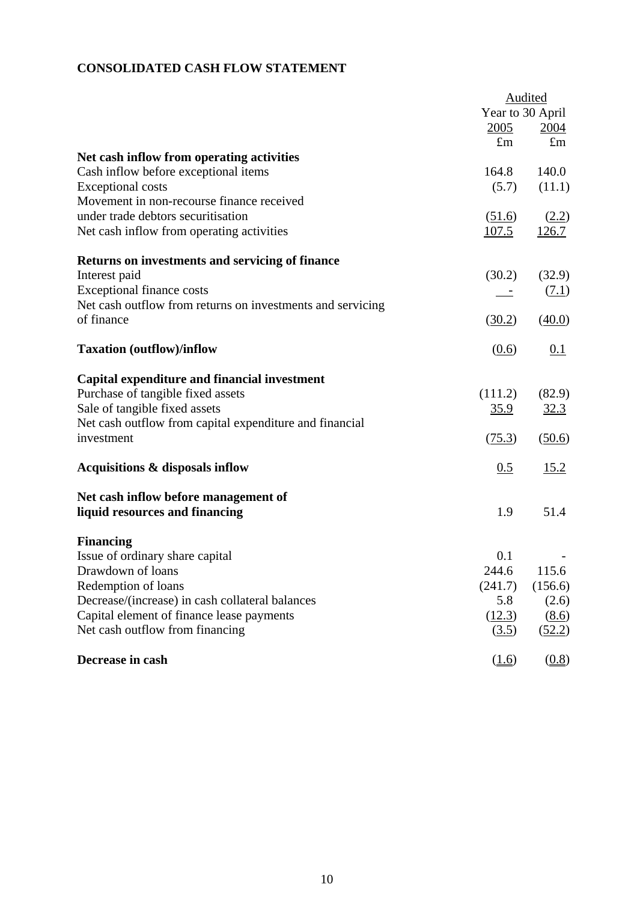# CONSOLIDATED CASH FLOW STATEMENT

| | Audited | |
|---|---|---|
| | Year to 30 April | |
| | 2005 | 2004 |
| | £m | £m |
| **Net cash inflow from operating activities** | | |
| Cash inflow before exceptional items | 164.8 | 140.0 |
| Exceptional costs | (5.7) | (11.1) |
| Movement in non-recourse finance received under trade debtors securitisation | (51.6) | (2.2) |
| Net cash inflow from operating activities | 107.5 | 126.7 |
| | | |
| **Returns on investments and servicing of finance** | | |
| Interest paid | (30.2) | (32.9) |
| Exceptional finance costs | - | (7.1) |
| Net cash outflow from returns on investments and servicing of finance | (30.2) | (40.0) |
| | | |
| **Taxation (outflow)/inflow** | (0.6) | 0.1 |
| | | |
| **Capital expenditure and financial investment** | | |
| Purchase of tangible fixed assets | (111.2) | (82.9) |
| Sale of tangible fixed assets | 35.9 | 32.3 |
| Net cash outflow from capital expenditure and financial investment | (75.3) | (50.6) |
| | | |
| **Acquisitions & disposals inflow** | 0.5 | 15.2 |
| | | |
| **Net cash inflow before management of liquid resources and financing** | 1.9 | 51.4 |
| | | |
| **Financing** | | |
| Issue of ordinary share capital | 0.1 | - |
| Drawdown of loans | 244.6 | 115.6 |
| Redemption of loans | (241.7) | (156.6) |
| Decrease/(increase) in cash collateral balances | 5.8 | (2.6) |
| Capital element of finance lease payments | (12.3) | (8.6) |
| Net cash outflow from financing | (3.5) | (52.2) |
| | | |
| **Decrease in cash** | (1.6) | (0.8) |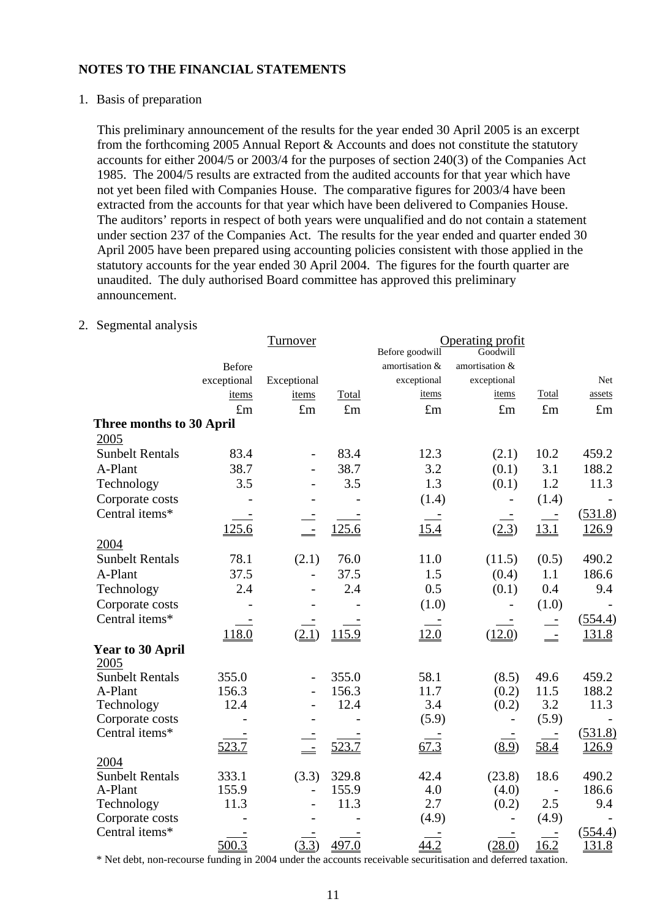## NOTES TO THE FINANCIAL STATEMENTS

1. Basis of preparation

   This preliminary announcement of the results for the year ended 30 April 2005 is an excerpt from the forthcoming 2005 Annual Report & Accounts and does not constitute the statutory accounts for either 2004/5 or 2003/4 for the purposes of section 240(3) of the Companies Act 1985. The 2004/5 results are extracted from the audited accounts for that year which have not yet been filed with Companies House. The comparative figures for 2003/4 have been extracted from the accounts for that year which have been delivered to Companies House. The auditors' reports in respect of both years were unqualified and do not contain a statement under section 237 of the Companies Act. The results for the year ended and quarter ended 30 April 2005 have been prepared using accounting policies consistent with those applied in the statutory accounts for the year ended 30 April 2004. The figures for the fourth quarter are unaudited. The duly authorised Board committee has approved this preliminary announcement.

2. Segmental analysis

| | Turnover | | | Operating profit | | | |
|---|---|---|---|---|---|---|---|
| | Before exceptional items | Exceptional items | Total | Before goodwill amortisation & exceptional items | Goodwill amortisation & exceptional items | Total | Net assets |
| | £m | £m | £m | £m | £m | £m | £m |
| **Three months to 30 April** | | | | | | | |
| 2005 | | | | | | | |
| Sunbelt Rentals | 83.4 | - | 83.4 | 12.3 | (2.1) | 10.2 | 459.2 |
| A-Plant | 38.7 | - | 38.7 | 3.2 | (0.1) | 3.1 | 188.2 |
| Technology | 3.5 | - | 3.5 | 1.3 | (0.1) | 1.2 | 11.3 |
| Corporate costs | - | - | - | (1.4) | - | (1.4) | - |
| Central items* | - | - | - | - | - | - | (531.8) |
| | 125.6 | - | 125.6 | 15.4 | (2.3) | 13.1 | 126.9 |
| 2004 | | | | | | | |
| Sunbelt Rentals | 78.1 | (2.1) | 76.0 | 11.0 | (11.5) | (0.5) | 490.2 |
| A-Plant | 37.5 | - | 37.5 | 1.5 | (0.4) | 1.1 | 186.6 |
| Technology | 2.4 | - | 2.4 | 0.5 | (0.1) | 0.4 | 9.4 |
| Corporate costs | - | - | - | (1.0) | - | (1.0) | - |
| Central items* | - | - | - | - | - | - | (554.4) |
| | 118.0 | (2.1) | 115.9 | 12.0 | (12.0) | - | 131.8 |
| **Year to 30 April** | | | | | | | |
| 2005 | | | | | | | |
| Sunbelt Rentals | 355.0 | - | 355.0 | 58.1 | (8.5) | 49.6 | 459.2 |
| A-Plant | 156.3 | - | 156.3 | 11.7 | (0.2) | 11.5 | 188.2 |
| Technology | 12.4 | - | 12.4 | 3.4 | (0.2) | 3.2 | 11.3 |
| Corporate costs | - | - | - | (5.9) | - | (5.9) | - |
| Central items* | - | - | - | - | - | - | (531.8) |
| | 523.7 | - | 523.7 | 67.3 | (8.9) | 58.4 | 126.9 |
| 2004 | | | | | | | |
| Sunbelt Rentals | 333.1 | (3.3) | 329.8 | 42.4 | (23.8) | 18.6 | 490.2 |
| A-Plant | 155.9 | - | 155.9 | 4.0 | (4.0) | - | 186.6 |
| Technology | 11.3 | - | 11.3 | 2.7 | (0.2) | 2.5 | 9.4 |
| Corporate costs | - | - | - | (4.9) | - | (4.9) | - |
| Central items* | - | - | - | - | - | - | (554.4) |
| | 500.3 | (3.3) | 497.0 | 44.2 | (28.0) | 16.2 | 131.8 |

\* Net debt, non-recourse funding in 2004 under the accounts receivable securitisation and deferred taxation.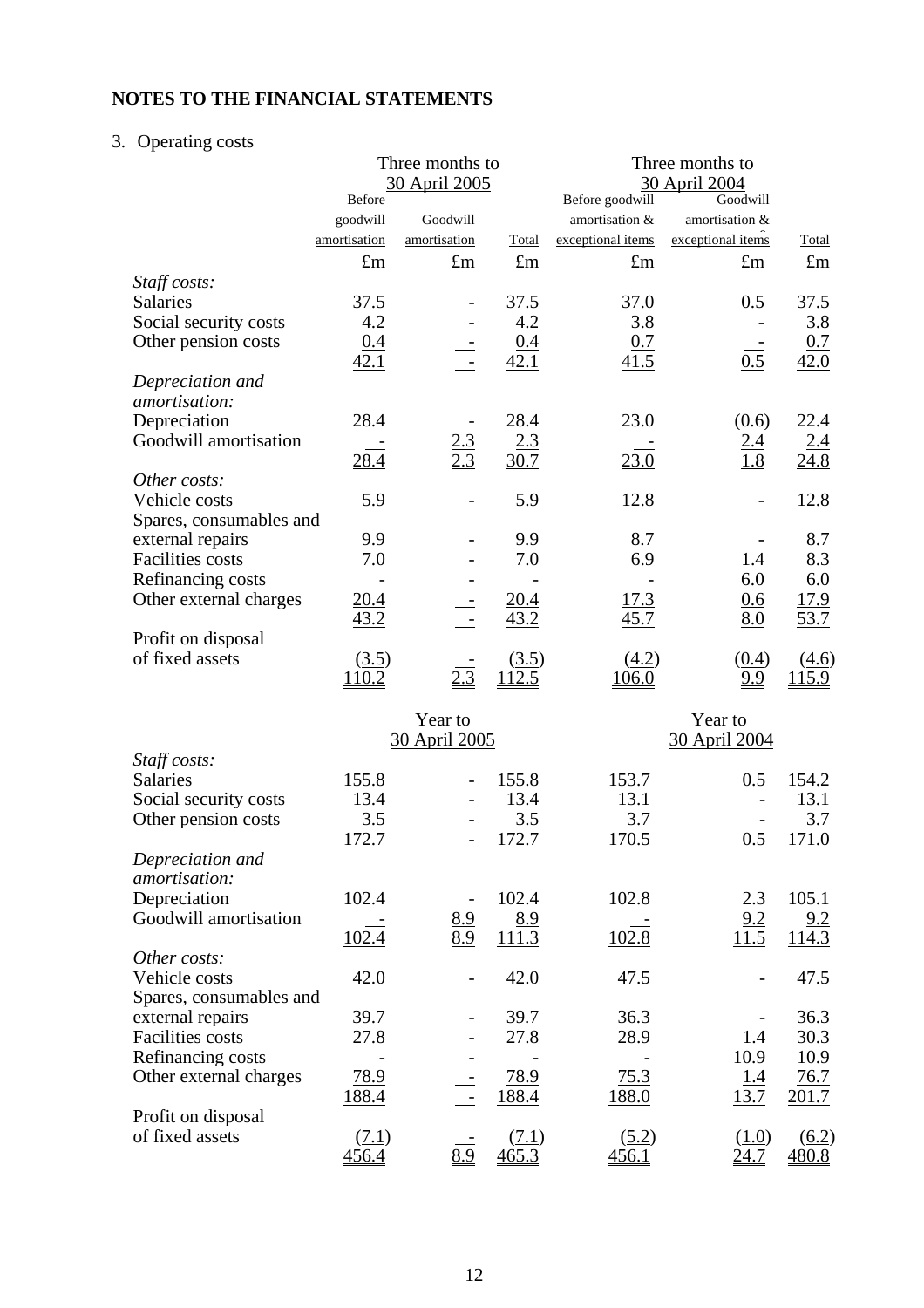## NOTES TO THE FINANCIAL STATEMENTS

3. Operating costs

| | Three months to 30 April 2005 | | | Three months to 30 April 2004 | | |
|---|---|---|---|---|---|---|
| | Before goodwill amortisation | Goodwill amortisation | Total | Before goodwill amortisation & exceptional items | Goodwill amortisation & exceptional items | Total |
| | £m | £m | £m | £m | £m | £m |
| *Staff costs:* | | | | | | |
| Salaries | 37.5 | - | 37.5 | 37.0 | 0.5 | 37.5 |
| Social security costs | 4.2 | - | 4.2 | 3.8 | - | 3.8 |
| Other pension costs | 0.4 | - | 0.4 | 0.7 | - | 0.7 |
| | 42.1 | - | 42.1 | 41.5 | 0.5 | 42.0 |
| *Depreciation and amortisation:* | | | | | | |
| Depreciation | 28.4 | - | 28.4 | 23.0 | (0.6) | 22.4 |
| Goodwill amortisation | - | 2.3 | 2.3 | - | 2.4 | 2.4 |
| | 28.4 | 2.3 | 30.7 | 23.0 | 1.8 | 24.8 |
| *Other costs:* | | | | | | |
| Vehicle costs | 5.9 | - | 5.9 | 12.8 | - | 12.8 |
| Spares, consumables and external repairs | 9.9 | - | 9.9 | 8.7 | - | 8.7 |
| Facilities costs | 7.0 | - | 7.0 | 6.9 | 1.4 | 8.3 |
| Refinancing costs | - | - | - | - | 6.0 | 6.0 |
| Other external charges | 20.4 | - | 20.4 | 17.3 | 0.6 | 17.9 |
| | 43.2 | - | 43.2 | 45.7 | 8.0 | 53.7 |
| Profit on disposal of fixed assets | (3.5) | - | (3.5) | (4.2) | (0.4) | (4.6) |
| | 110.2 | 2.3 | 112.5 | 106.0 | 9.9 | 115.9 |

| | Year to 30 April 2005 | | | Year to 30 April 2004 | | |
|---|---|---|---|---|---|---|
| *Staff costs:* | | | | | | |
| Salaries | 155.8 | - | 155.8 | 153.7 | 0.5 | 154.2 |
| Social security costs | 13.4 | - | 13.4 | 13.1 | - | 13.1 |
| Other pension costs | 3.5 | - | 3.5 | 3.7 | - | 3.7 |
| | 172.7 | - | 172.7 | 170.5 | 0.5 | 171.0 |
| *Depreciation and amortisation:* | | | | | | |
| Depreciation | 102.4 | - | 102.4 | 102.8 | 2.3 | 105.1 |
| Goodwill amortisation | - | 8.9 | 8.9 | - | 9.2 | 9.2 |
| | 102.4 | 8.9 | 111.3 | 102.8 | 11.5 | 114.3 |
| *Other costs:* | | | | | | |
| Vehicle costs | 42.0 | - | 42.0 | 47.5 | - | 47.5 |
| Spares, consumables and external repairs | 39.7 | - | 39.7 | 36.3 | - | 36.3 |
| Facilities costs | 27.8 | - | 27.8 | 28.9 | 1.4 | 30.3 |
| Refinancing costs | - | - | - | - | 10.9 | 10.9 |
| Other external charges | 78.9 | - | 78.9 | 75.3 | 1.4 | 76.7 |
| | 188.4 | - | 188.4 | 188.0 | 13.7 | 201.7 |
| Profit on disposal of fixed assets | (7.1) | - | (7.1) | (5.2) | (1.0) | (6.2) |
| | 456.4 | 8.9 | 465.3 | 456.1 | 24.7 | 480.8 |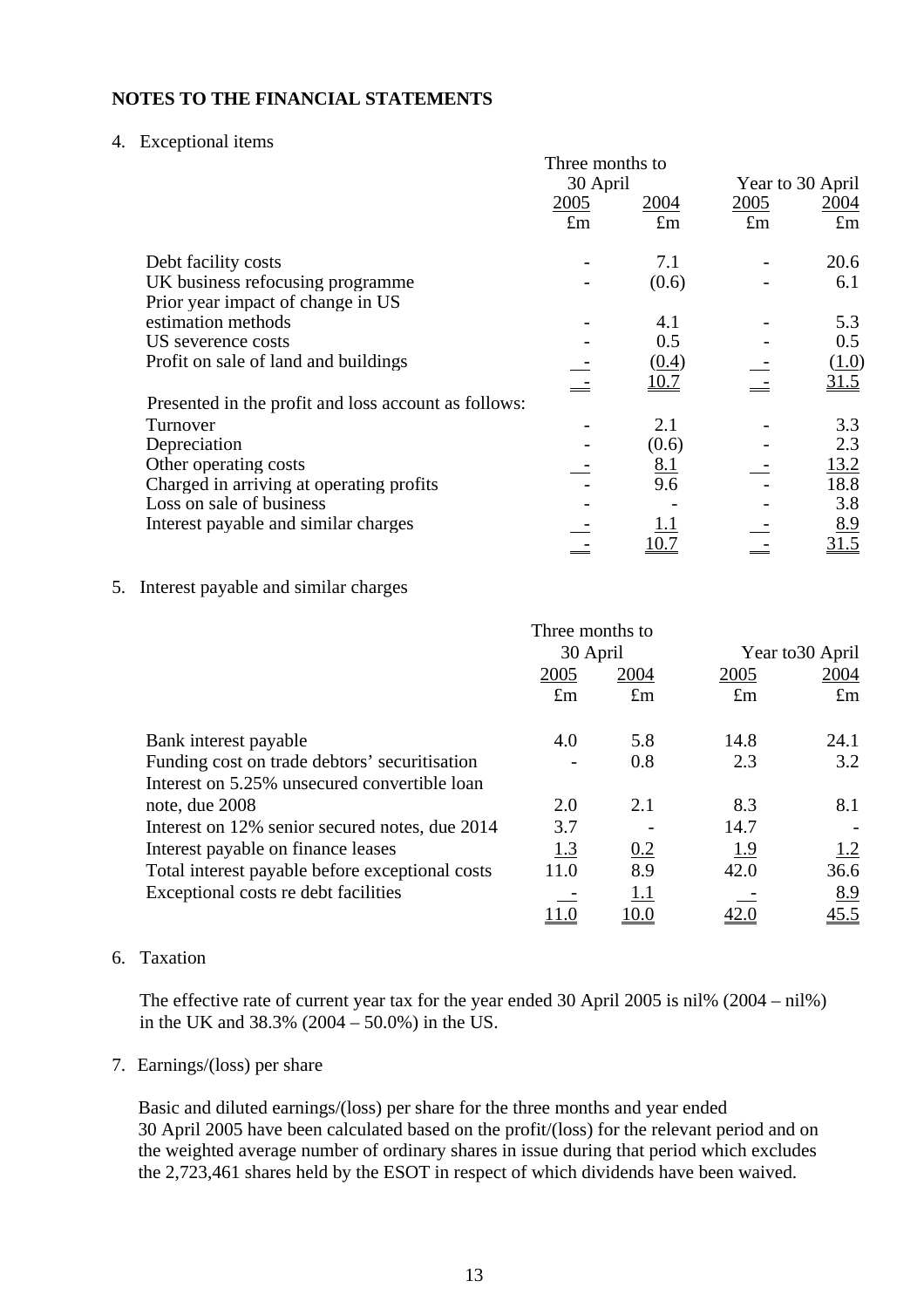## NOTES TO THE FINANCIAL STATEMENTS

4. Exceptional items

| | Three months to 30 April | | Year to 30 April | |
|---|---|---|---|---|
| | 2005 | 2004 | 2005 | 2004 |
| | £m | £m | £m | £m |
| Debt facility costs | - | 7.1 | - | 20.6 |
| UK business refocusing programme | - | (0.6) | - | 6.1 |
| Prior year impact of change in US estimation methods | - | 4.1 | - | 5.3 |
| US severence costs | - | 0.5 | - | 0.5 |
| Profit on sale of land and buildings | - | (0.4) | - | (1.0) |
| | - | 10.7 | - | 31.5 |
| Presented in the profit and loss account as follows: | | | | |
| Turnover | - | 2.1 | - | 3.3 |
| Depreciation | - | (0.6) | - | 2.3 |
| Other operating costs | - | 8.1 | - | 13.2 |
| Charged in arriving at operating profits | - | 9.6 | - | 18.8 |
| Loss on sale of business | - | - | - | 3.8 |
| Interest payable and similar charges | - | 1.1 | - | 8.9 |
| | - | 10.7 | - | 31.5 |

5. Interest payable and similar charges

| | Three months to 30 April | | Year to30 April | |
|---|---|---|---|---|
| | 2005 | 2004 | 2005 | 2004 |
| | £m | £m | £m | £m |
| Bank interest payable | 4.0 | 5.8 | 14.8 | 24.1 |
| Funding cost on trade debtors' securitisation | - | 0.8 | 2.3 | 3.2 |
| Interest on 5.25% unsecured convertible loan note, due 2008 | 2.0 | 2.1 | 8.3 | 8.1 |
| Interest on 12% senior secured notes, due 2014 | 3.7 | - | 14.7 | - |
| Interest payable on finance leases | 1.3 | 0.2 | 1.9 | 1.2 |
| Total interest payable before exceptional costs | 11.0 | 8.9 | 42.0 | 36.6 |
| Exceptional costs re debt facilities | - | 1.1 | - | 8.9 |
| | 11.0 | 10.0 | 42.0 | 45.5 |

6. Taxation

The effective rate of current year tax for the year ended 30 April 2005 is nil% (2004 – nil%) in the UK and 38.3% (2004 – 50.0%) in the US.

7. Earnings/(loss) per share

Basic and diluted earnings/(loss) per share for the three months and year ended 30 April 2005 have been calculated based on the profit/(loss) for the relevant period and on the weighted average number of ordinary shares in issue during that period which excludes the 2,723,461 shares held by the ESOT in respect of which dividends have been waived.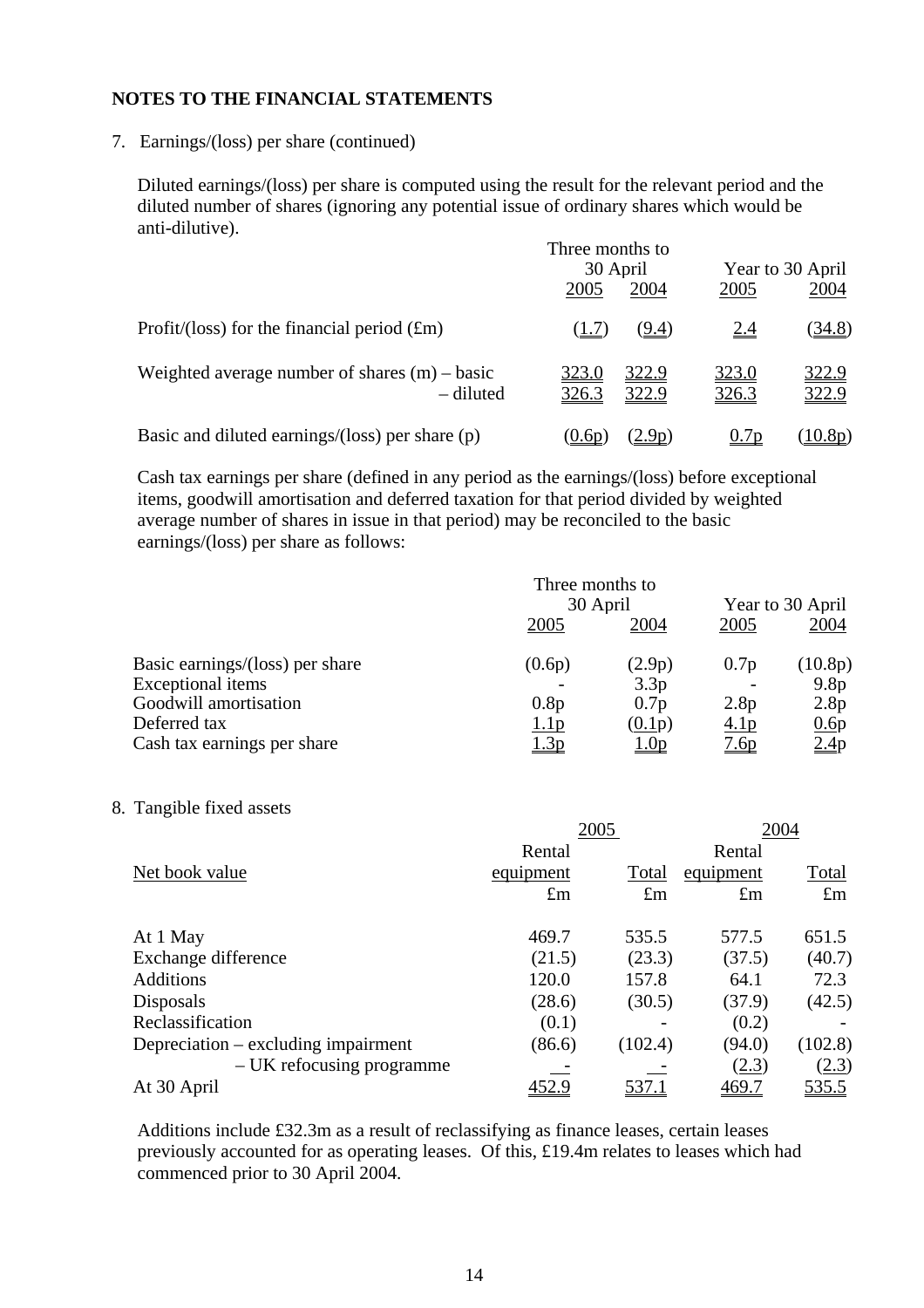**NOTES TO THE FINANCIAL STATEMENTS**

7. Earnings/(loss) per share (continued)

Diluted earnings/(loss) per share is computed using the result for the relevant period and the diluted number of shares (ignoring any potential issue of ordinary shares which would be anti-dilutive).

| | Three months to 30 April | | Year to 30 April | |
|---|---|---|---|---|
| | 2005 | 2004 | 2005 | 2004 |
| Profit/(loss) for the financial period (£m) | (1.7) | (9.4) | 2.4 | (34.8) |
| Weighted average number of shares (m) – basic | 323.0 | 322.9 | 323.0 | 322.9 |
| – diluted | 326.3 | 322.9 | 326.3 | 322.9 |
| Basic and diluted earnings/(loss) per share (p) | (0.6p) | (2.9p) | 0.7p | (10.8p) |

Cash tax earnings per share (defined in any period as the earnings/(loss) before exceptional items, goodwill amortisation and deferred taxation for that period divided by weighted average number of shares in issue in that period) may be reconciled to the basic earnings/(loss) per share as follows:

| | Three months to 30 April | | Year to 30 April | |
|---|---|---|---|---|
| | 2005 | 2004 | 2005 | 2004 |
| Basic earnings/(loss) per share | (0.6p) | (2.9p) | 0.7p | (10.8p) |
| Exceptional items | - | 3.3p | - | 9.8p |
| Goodwill amortisation | 0.8p | 0.7p | 2.8p | 2.8p |
| Deferred tax | 1.1p | (0.1p) | 4.1p | 0.6p |
| Cash tax earnings per share | 1.3p | 1.0p | 7.6p | 2.4p |

8. Tangible fixed assets

| | 2005 | | 2004 | |
|---|---|---|---|---|
| Net book value | Rental equipment | Total | Rental equipment | Total |
| | £m | £m | £m | £m |
| At 1 May | 469.7 | 535.5 | 577.5 | 651.5 |
| Exchange difference | (21.5) | (23.3) | (37.5) | (40.7) |
| Additions | 120.0 | 157.8 | 64.1 | 72.3 |
| Disposals | (28.6) | (30.5) | (37.9) | (42.5) |
| Reclassification | (0.1) | - | (0.2) | - |
| Depreciation – excluding impairment | (86.6) | (102.4) | (94.0) | (102.8) |
| – UK refocusing programme | - | - | (2.3) | (2.3) |
| At 30 April | 452.9 | 537.1 | 469.7 | 535.5 |

Additions include £32.3m as a result of reclassifying as finance leases, certain leases previously accounted for as operating leases. Of this, £19.4m relates to leases which had commenced prior to 30 April 2004.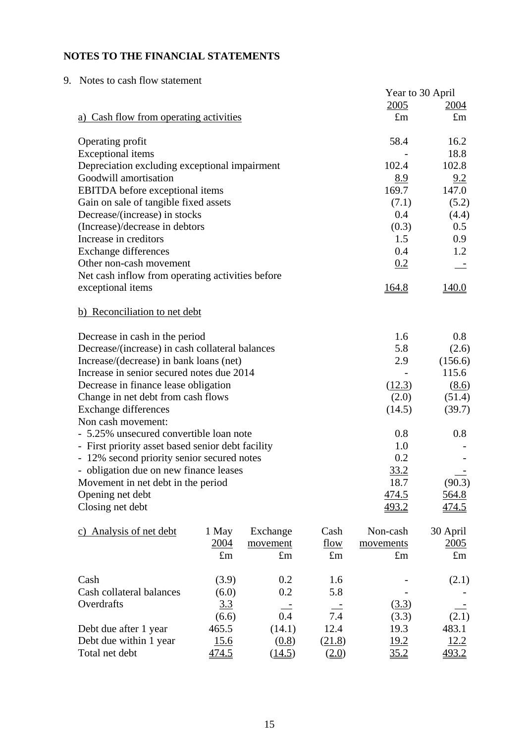## NOTES TO THE FINANCIAL STATEMENTS

9. Notes to cash flow statement

a) Cash flow from operating activities

| | Year to 30 April 2005 £m | Year to 30 April 2004 £m |
|---|---|---|
| Operating profit | 58.4 | 16.2 |
| Exceptional items | - | 18.8 |
| Depreciation excluding exceptional impairment | 102.4 | 102.8 |
| Goodwill amortisation | 8.9 | 9.2 |
| EBITDA before exceptional items | 169.7 | 147.0 |
| Gain on sale of tangible fixed assets | (7.1) | (5.2) |
| Decrease/(increase) in stocks | 0.4 | (4.4) |
| (Increase)/decrease in debtors | (0.3) | 0.5 |
| Increase in creditors | 1.5 | 0.9 |
| Exchange differences | 0.4 | 1.2 |
| Other non-cash movement | 0.2 | - |
| Net cash inflow from operating activities before exceptional items | 164.8 | 140.0 |

b) Reconciliation to net debt

| | 2005 £m | 2004 £m |
|---|---|---|
| Decrease in cash in the period | 1.6 | 0.8 |
| Decrease/(increase) in cash collateral balances | 5.8 | (2.6) |
| Increase/(decrease) in bank loans (net) | 2.9 | (156.6) |
| Increase in senior secured notes due 2014 | - | 115.6 |
| Decrease in finance lease obligation | (12.3) | (8.6) |
| Change in net debt from cash flows | (2.0) | (51.4) |
| Exchange differences | (14.5) | (39.7) |
| Non cash movement: | | |
| - 5.25% unsecured convertible loan note | 0.8 | 0.8 |
| - First priority asset based senior debt facility | 1.0 | - |
| - 12% second priority senior secured notes | 0.2 | - |
| - obligation due on new finance leases | 33.2 | - |
| Movement in net debt in the period | 18.7 | (90.3) |
| Opening net debt | 474.5 | 564.8 |
| Closing net debt | 493.2 | 474.5 |

c) Analysis of net debt

| | 1 May 2004 £m | Exchange movement £m | Cash flow £m | Non-cash movements £m | 30 April 2005 £m |
|---|---|---|---|---|---|
| Cash | (3.9) | 0.2 | 1.6 | - | (2.1) |
| Cash collateral balances | (6.0) | 0.2 | 5.8 | - | - |
| Overdrafts | 3.3 | - | - | (3.3) | - |
| | (6.6) | 0.4 | 7.4 | (3.3) | (2.1) |
| Debt due after 1 year | 465.5 | (14.1) | 12.4 | 19.3 | 483.1 |
| Debt due within 1 year | 15.6 | (0.8) | (21.8) | 19.2 | 12.2 |
| Total net debt | 474.5 | (14.5) | (2.0) | 35.2 | 493.2 |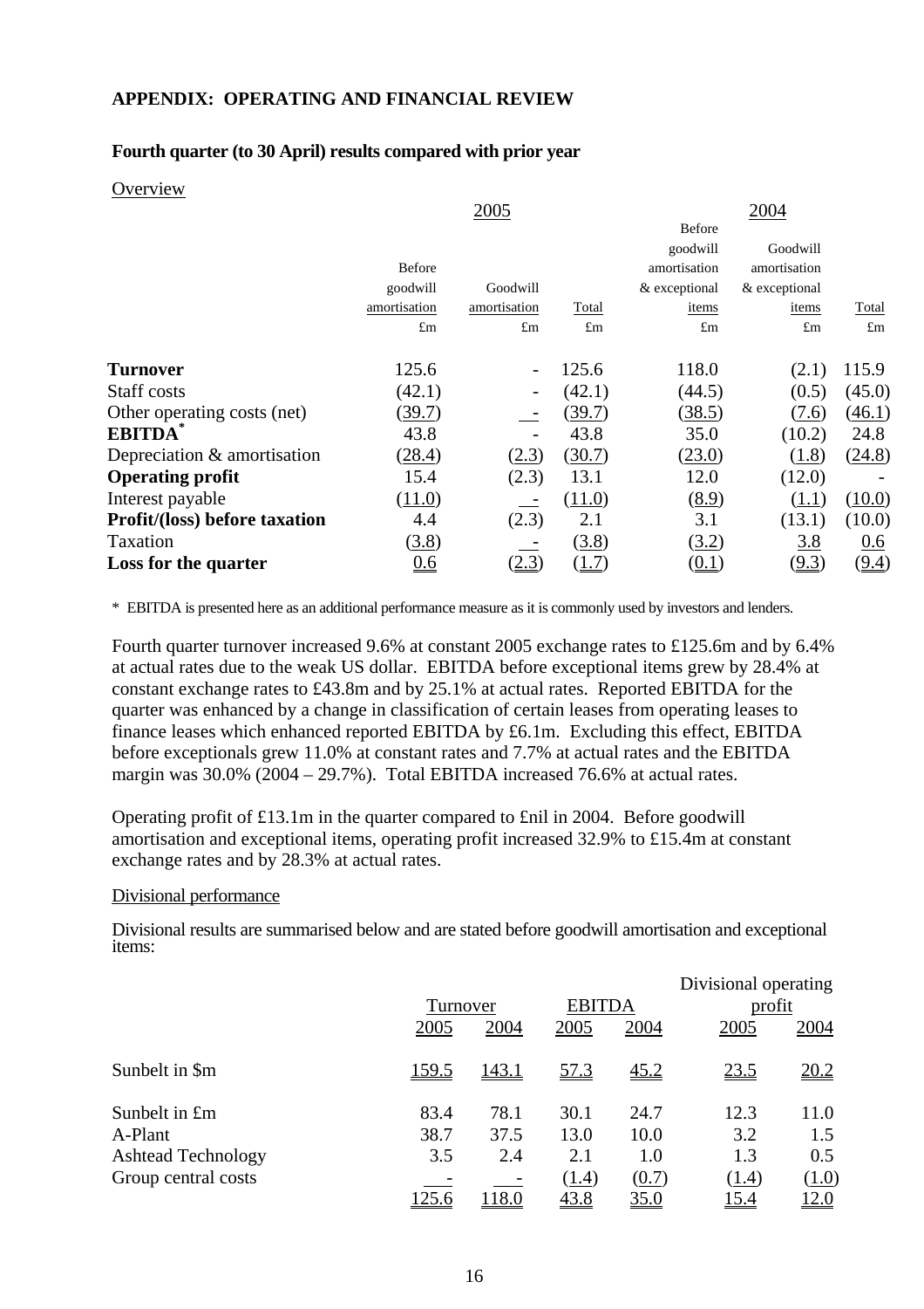## APPENDIX: OPERATING AND FINANCIAL REVIEW

### Fourth quarter (to 30 April) results compared with prior year

Overview

| | 2005 | | | 2004 | | |
|---|---|---|---|---|---|---|
| | Before goodwill amortisation | Goodwill amortisation | Total | Before goodwill amortisation & exceptional items | Goodwill amortisation & exceptional items | Total |
| | £m | £m | £m | £m | £m | £m |
| **Turnover** | 125.6 | - | 125.6 | 118.0 | (2.1) | 115.9 |
| Staff costs | (42.1) | - | (42.1) | (44.5) | (0.5) | (45.0) |
| Other operating costs (net) | (39.7) | - | (39.7) | (38.5) | (7.6) | (46.1) |
| **EBITDA*** | 43.8 | - | 43.8 | 35.0 | (10.2) | 24.8 |
| Depreciation & amortisation | (28.4) | (2.3) | (30.7) | (23.0) | (1.8) | (24.8) |
| **Operating profit** | 15.4 | (2.3) | 13.1 | 12.0 | (12.0) | - |
| Interest payable | (11.0) | - | (11.0) | (8.9) | (1.1) | (10.0) |
| **Profit/(loss) before taxation** | 4.4 | (2.3) | 2.1 | 3.1 | (13.1) | (10.0) |
| Taxation | (3.8) | - | (3.8) | (3.2) | 3.8 | 0.6 |
| **Loss for the quarter** | 0.6 | (2.3) | (1.7) | (0.1) | (9.3) | (9.4) |

\* EBITDA is presented here as an additional performance measure as it is commonly used by investors and lenders.

Fourth quarter turnover increased 9.6% at constant 2005 exchange rates to £125.6m and by 6.4% at actual rates due to the weak US dollar. EBITDA before exceptional items grew by 28.4% at constant exchange rates to £43.8m and by 25.1% at actual rates. Reported EBITDA for the quarter was enhanced by a change in classification of certain leases from operating leases to finance leases which enhanced reported EBITDA by £6.1m. Excluding this effect, EBITDA before exceptionals grew 11.0% at constant rates and 7.7% at actual rates and the EBITDA margin was 30.0% (2004 – 29.7%). Total EBITDA increased 76.6% at actual rates.

Operating profit of £13.1m in the quarter compared to £nil in 2004. Before goodwill amortisation and exceptional items, operating profit increased 32.9% to £15.4m at constant exchange rates and by 28.3% at actual rates.

Divisional performance

Divisional results are summarised below and are stated before goodwill amortisation and exceptional items:

| | Turnover | | EBITDA | | Divisional operating profit | |
|---|---|---|---|---|---|---|
| | 2005 | 2004 | 2005 | 2004 | 2005 | 2004 |
| Sunbelt in $m | 159.5 | 143.1 | 57.3 | 45.2 | 23.5 | 20.2 |
| Sunbelt in £m | 83.4 | 78.1 | 30.1 | 24.7 | 12.3 | 11.0 |
| A-Plant | 38.7 | 37.5 | 13.0 | 10.0 | 3.2 | 1.5 |
| Ashtead Technology | 3.5 | 2.4 | 2.1 | 1.0 | 1.3 | 0.5 |
| Group central costs | - | - | (1.4) | (0.7) | (1.4) | (1.0) |
| | 125.6 | 118.0 | 43.8 | 35.0 | 15.4 | 12.0 |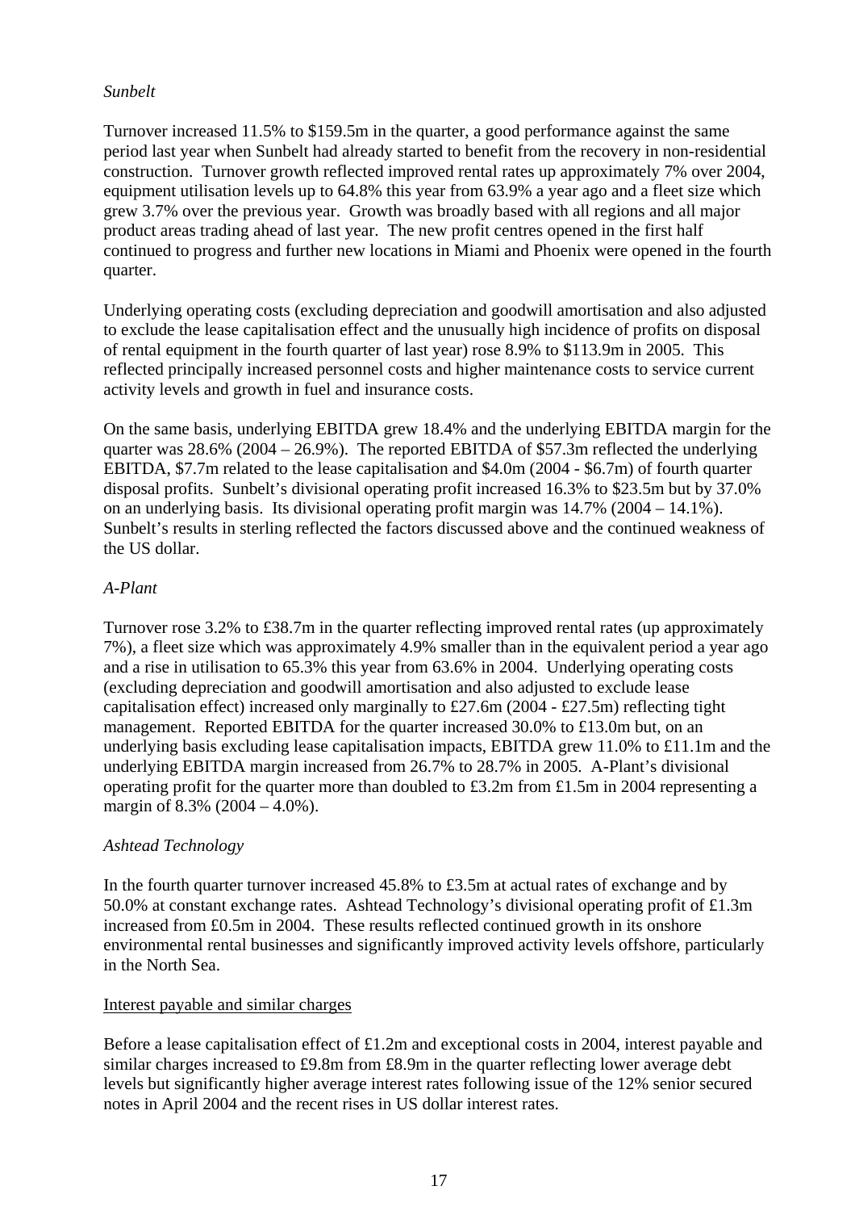*Sunbelt*

Turnover increased 11.5% to $159.5m in the quarter, a good performance against the same period last year when Sunbelt had already started to benefit from the recovery in non-residential construction. Turnover growth reflected improved rental rates up approximately 7% over 2004, equipment utilisation levels up to 64.8% this year from 63.9% a year ago and a fleet size which grew 3.7% over the previous year. Growth was broadly based with all regions and all major product areas trading ahead of last year. The new profit centres opened in the first half continued to progress and further new locations in Miami and Phoenix were opened in the fourth quarter.

Underlying operating costs (excluding depreciation and goodwill amortisation and also adjusted to exclude the lease capitalisation effect and the unusually high incidence of profits on disposal of rental equipment in the fourth quarter of last year) rose 8.9% to $113.9m in 2005. This reflected principally increased personnel costs and higher maintenance costs to service current activity levels and growth in fuel and insurance costs.

On the same basis, underlying EBITDA grew 18.4% and the underlying EBITDA margin for the quarter was 28.6% (2004 – 26.9%). The reported EBITDA of $57.3m reflected the underlying EBITDA, $7.7m related to the lease capitalisation and $4.0m (2004 - $6.7m) of fourth quarter disposal profits. Sunbelt's divisional operating profit increased 16.3% to $23.5m but by 37.0% on an underlying basis. Its divisional operating profit margin was 14.7% (2004 – 14.1%). Sunbelt's results in sterling reflected the factors discussed above and the continued weakness of the US dollar.

*A-Plant*

Turnover rose 3.2% to £38.7m in the quarter reflecting improved rental rates (up approximately 7%), a fleet size which was approximately 4.9% smaller than in the equivalent period a year ago and a rise in utilisation to 65.3% this year from 63.6% in 2004. Underlying operating costs (excluding depreciation and goodwill amortisation and also adjusted to exclude lease capitalisation effect) increased only marginally to £27.6m (2004 - £27.5m) reflecting tight management. Reported EBITDA for the quarter increased 30.0% to £13.0m but, on an underlying basis excluding lease capitalisation impacts, EBITDA grew 11.0% to £11.1m and the underlying EBITDA margin increased from 26.7% to 28.7% in 2005. A-Plant's divisional operating profit for the quarter more than doubled to £3.2m from £1.5m in 2004 representing a margin of 8.3% (2004 – 4.0%).

*Ashtead Technology*

In the fourth quarter turnover increased 45.8% to £3.5m at actual rates of exchange and by 50.0% at constant exchange rates. Ashtead Technology's divisional operating profit of £1.3m increased from £0.5m in 2004. These results reflected continued growth in its onshore environmental rental businesses and significantly improved activity levels offshore, particularly in the North Sea.

<u>Interest payable and similar charges</u>

Before a lease capitalisation effect of £1.2m and exceptional costs in 2004, interest payable and similar charges increased to £9.8m from £8.9m in the quarter reflecting lower average debt levels but significantly higher average interest rates following issue of the 12% senior secured notes in April 2004 and the recent rises in US dollar interest rates.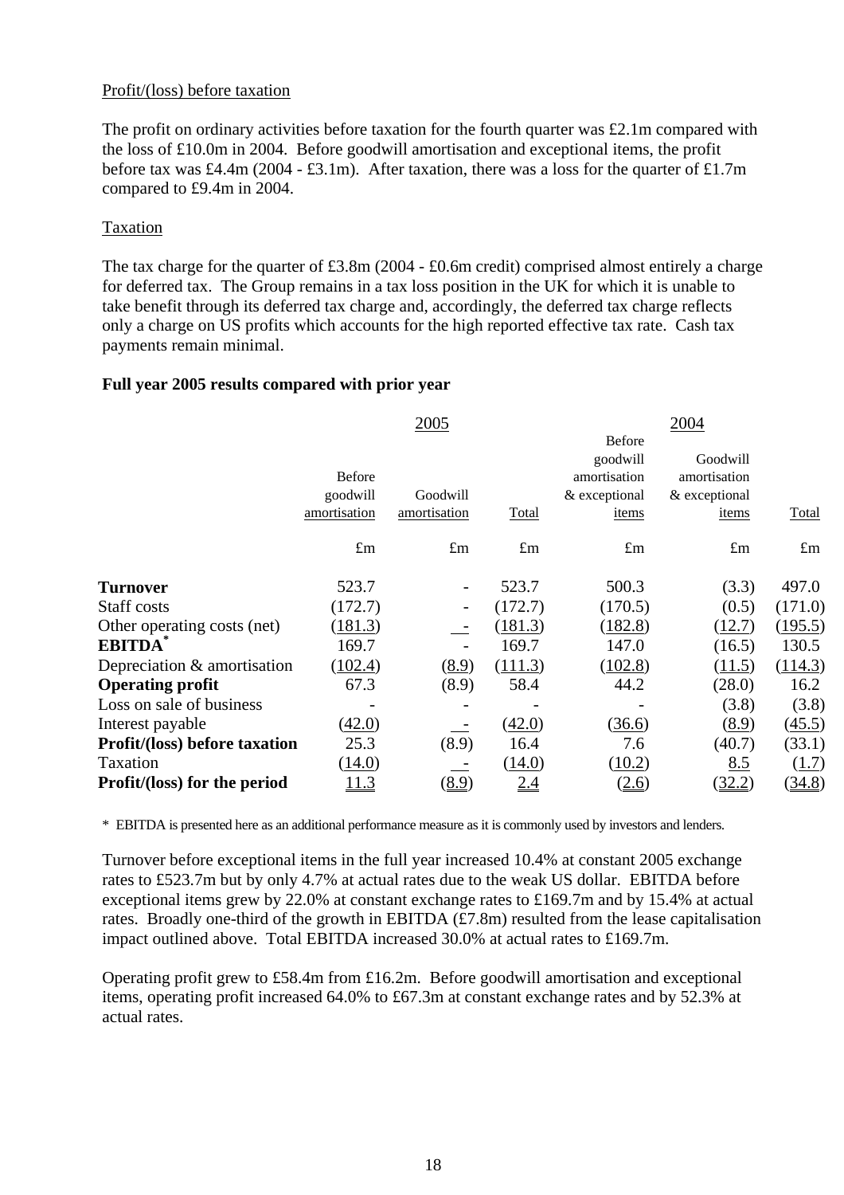Profit/(loss) before taxation

The profit on ordinary activities before taxation for the fourth quarter was £2.1m compared with the loss of £10.0m in 2004. Before goodwill amortisation and exceptional items, the profit before tax was £4.4m (2004 - £3.1m). After taxation, there was a loss for the quarter of £1.7m compared to £9.4m in 2004.

Taxation

The tax charge for the quarter of £3.8m (2004 - £0.6m credit) comprised almost entirely a charge for deferred tax. The Group remains in a tax loss position in the UK for which it is unable to take benefit through its deferred tax charge and, accordingly, the deferred tax charge reflects only a charge on US profits which accounts for the high reported effective tax rate. Cash tax payments remain minimal.

**Full year 2005 results compared with prior year**

| | 2005 | | | 2004 | | |
|---|---|---|---|---|---|---|
| | Before goodwill amortisation | Goodwill amortisation | Total | Before goodwill amortisation & exceptional items | Goodwill amortisation & exceptional items | Total |
| | £m | £m | £m | £m | £m | £m |
| **Turnover** | 523.7 | - | 523.7 | 500.3 | (3.3) | 497.0 |
| Staff costs | (172.7) | - | (172.7) | (170.5) | (0.5) | (171.0) |
| Other operating costs (net) | (181.3) | - | (181.3) | (182.8) | (12.7) | (195.5) |
| **EBITDA*** | 169.7 | - | 169.7 | 147.0 | (16.5) | 130.5 |
| Depreciation & amortisation | (102.4) | (8.9) | (111.3) | (102.8) | (11.5) | (114.3) |
| **Operating profit** | 67.3 | (8.9) | 58.4 | 44.2 | (28.0) | 16.2 |
| Loss on sale of business | - | - | - | - | (3.8) | (3.8) |
| Interest payable | (42.0) | - | (42.0) | (36.6) | (8.9) | (45.5) |
| **Profit/(loss) before taxation** | 25.3 | (8.9) | 16.4 | 7.6 | (40.7) | (33.1) |
| Taxation | (14.0) | - | (14.0) | (10.2) | 8.5 | (1.7) |
| **Profit/(loss) for the period** | 11.3 | (8.9) | 2.4 | (2.6) | (32.2) | (34.8) |

\* EBITDA is presented here as an additional performance measure as it is commonly used by investors and lenders.

Turnover before exceptional items in the full year increased 10.4% at constant 2005 exchange rates to £523.7m but by only 4.7% at actual rates due to the weak US dollar. EBITDA before exceptional items grew by 22.0% at constant exchange rates to £169.7m and by 15.4% at actual rates. Broadly one-third of the growth in EBITDA (£7.8m) resulted from the lease capitalisation impact outlined above. Total EBITDA increased 30.0% at actual rates to £169.7m.

Operating profit grew to £58.4m from £16.2m. Before goodwill amortisation and exceptional items, operating profit increased 64.0% to £67.3m at constant exchange rates and by 52.3% at actual rates.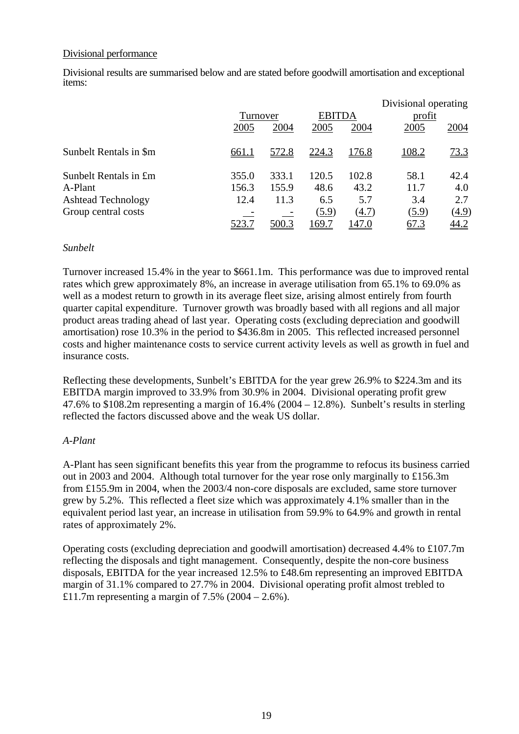Divisional performance

Divisional results are summarised below and are stated before goodwill amortisation and exceptional items:

| | Turnover | | EBITDA | | Divisional operating profit | |
|---|---|---|---|---|---|---|
| | 2005 | 2004 | 2005 | 2004 | 2005 | 2004 |
| Sunbelt Rentals in $m | 661.1 | 572.8 | 224.3 | 176.8 | 108.2 | 73.3 |
| Sunbelt Rentals in £m | 355.0 | 333.1 | 120.5 | 102.8 | 58.1 | 42.4 |
| A-Plant | 156.3 | 155.9 | 48.6 | 43.2 | 11.7 | 4.0 |
| Ashtead Technology | 12.4 | 11.3 | 6.5 | 5.7 | 3.4 | 2.7 |
| Group central costs | - | - | (5.9) | (4.7) | (5.9) | (4.9) |
| | 523.7 | 500.3 | 169.7 | 147.0 | 67.3 | 44.2 |

*Sunbelt*

Turnover increased 15.4% in the year to $661.1m. This performance was due to improved rental rates which grew approximately 8%, an increase in average utilisation from 65.1% to 69.0% as well as a modest return to growth in its average fleet size, arising almost entirely from fourth quarter capital expenditure. Turnover growth was broadly based with all regions and all major product areas trading ahead of last year. Operating costs (excluding depreciation and goodwill amortisation) rose 10.3% in the period to $436.8m in 2005. This reflected increased personnel costs and higher maintenance costs to service current activity levels as well as growth in fuel and insurance costs.

Reflecting these developments, Sunbelt's EBITDA for the year grew 26.9% to $224.3m and its EBITDA margin improved to 33.9% from 30.9% in 2004. Divisional operating profit grew 47.6% to $108.2m representing a margin of 16.4% (2004 – 12.8%). Sunbelt's results in sterling reflected the factors discussed above and the weak US dollar.

*A-Plant*

A-Plant has seen significant benefits this year from the programme to refocus its business carried out in 2003 and 2004. Although total turnover for the year rose only marginally to £156.3m from £155.9m in 2004, when the 2003/4 non-core disposals are excluded, same store turnover grew by 5.2%. This reflected a fleet size which was approximately 4.1% smaller than in the equivalent period last year, an increase in utilisation from 59.9% to 64.9% and growth in rental rates of approximately 2%.

Operating costs (excluding depreciation and goodwill amortisation) decreased 4.4% to £107.7m reflecting the disposals and tight management. Consequently, despite the non-core business disposals, EBITDA for the year increased 12.5% to £48.6m representing an improved EBITDA margin of 31.1% compared to 27.7% in 2004. Divisional operating profit almost trebled to £11.7m representing a margin of 7.5% (2004 – 2.6%).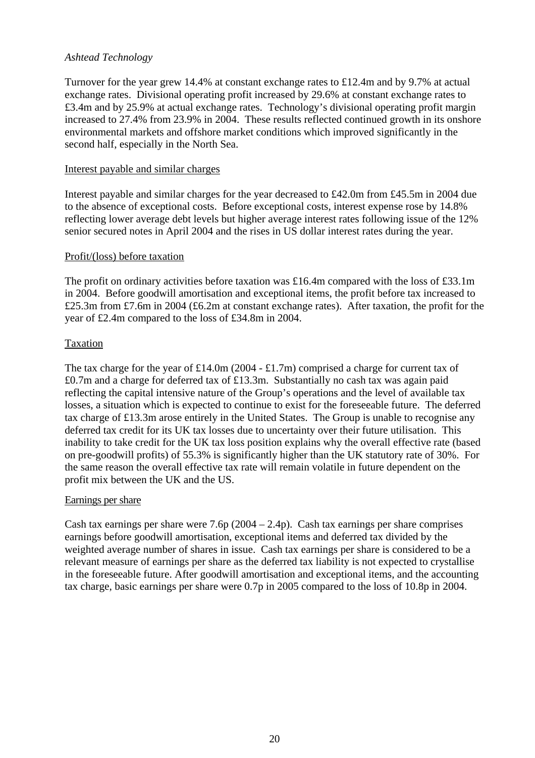*Ashtead Technology*

Turnover for the year grew 14.4% at constant exchange rates to £12.4m and by 9.7% at actual exchange rates. Divisional operating profit increased by 29.6% at constant exchange rates to £3.4m and by 25.9% at actual exchange rates. Technology's divisional operating profit margin increased to 27.4% from 23.9% in 2004. These results reflected continued growth in its onshore environmental markets and offshore market conditions which improved significantly in the second half, especially in the North Sea.

Interest payable and similar charges

Interest payable and similar charges for the year decreased to £42.0m from £45.5m in 2004 due to the absence of exceptional costs. Before exceptional costs, interest expense rose by 14.8% reflecting lower average debt levels but higher average interest rates following issue of the 12% senior secured notes in April 2004 and the rises in US dollar interest rates during the year.

Profit/(loss) before taxation

The profit on ordinary activities before taxation was £16.4m compared with the loss of £33.1m in 2004. Before goodwill amortisation and exceptional items, the profit before tax increased to £25.3m from £7.6m in 2004 (£6.2m at constant exchange rates). After taxation, the profit for the year of £2.4m compared to the loss of £34.8m in 2004.

Taxation

The tax charge for the year of £14.0m (2004 - £1.7m) comprised a charge for current tax of £0.7m and a charge for deferred tax of £13.3m. Substantially no cash tax was again paid reflecting the capital intensive nature of the Group's operations and the level of available tax losses, a situation which is expected to continue to exist for the foreseeable future. The deferred tax charge of £13.3m arose entirely in the United States. The Group is unable to recognise any deferred tax credit for its UK tax losses due to uncertainty over their future utilisation. This inability to take credit for the UK tax loss position explains why the overall effective rate (based on pre-goodwill profits) of 55.3% is significantly higher than the UK statutory rate of 30%. For the same reason the overall effective tax rate will remain volatile in future dependent on the profit mix between the UK and the US.

Earnings per share

Cash tax earnings per share were 7.6p (2004 – 2.4p). Cash tax earnings per share comprises earnings before goodwill amortisation, exceptional items and deferred tax divided by the weighted average number of shares in issue. Cash tax earnings per share is considered to be a relevant measure of earnings per share as the deferred tax liability is not expected to crystallise in the foreseeable future. After goodwill amortisation and exceptional items, and the accounting tax charge, basic earnings per share were 0.7p in 2005 compared to the loss of 10.8p in 2004.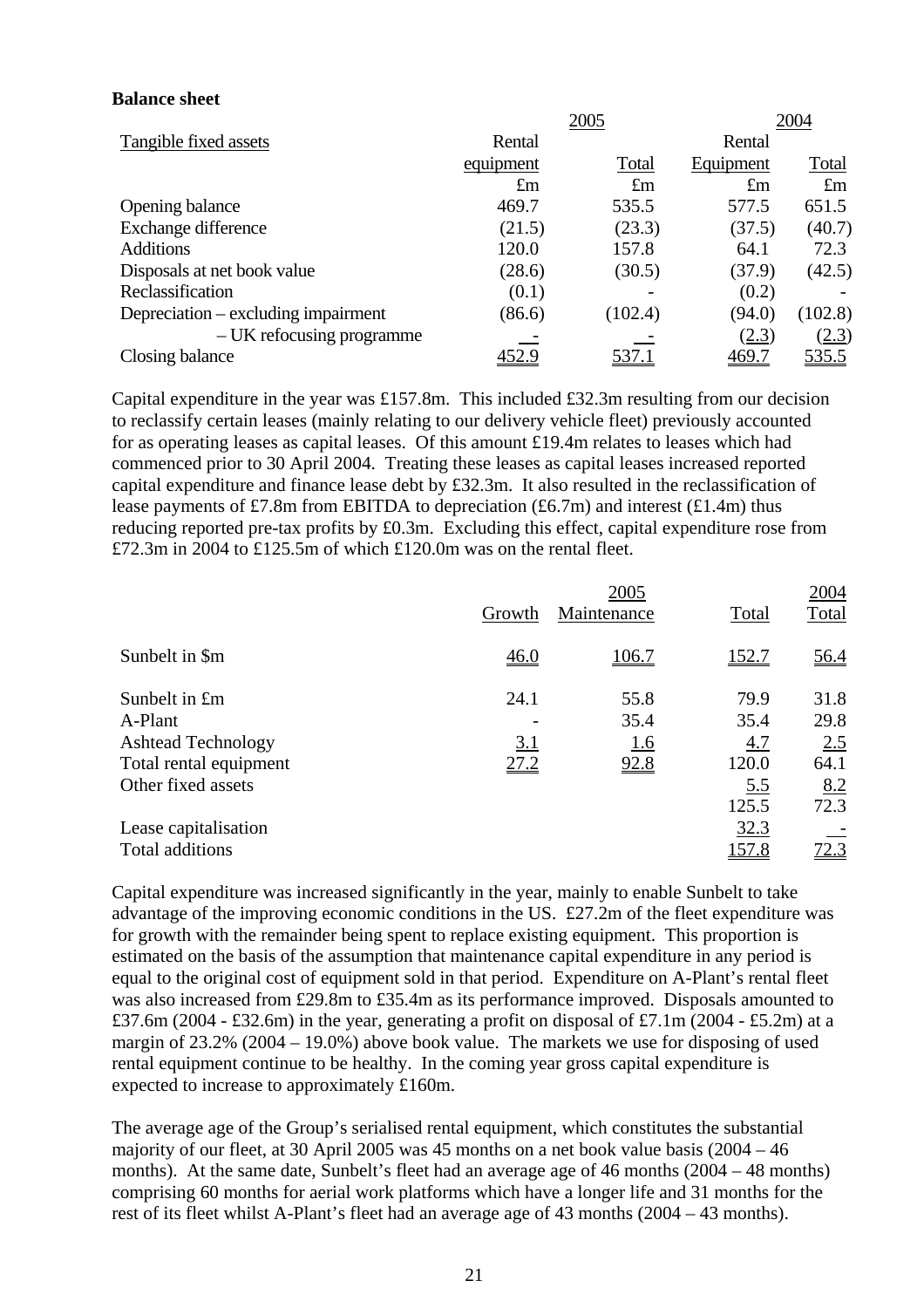**Balance sheet**

| Tangible fixed assets | 2005 Rental equipment £m | 2005 Total £m | 2004 Rental Equipment £m | 2004 Total £m |
|---|---|---|---|---|
| Opening balance | 469.7 | 535.5 | 577.5 | 651.5 |
| Exchange difference | (21.5) | (23.3) | (37.5) | (40.7) |
| Additions | 120.0 | 157.8 | 64.1 | 72.3 |
| Disposals at net book value | (28.6) | (30.5) | (37.9) | (42.5) |
| Reclassification | (0.1) | - | (0.2) | - |
| Depreciation – excluding impairment | (86.6) | (102.4) | (94.0) | (102.8) |
| – UK refocusing programme | - | - | (2.3) | (2.3) |
| Closing balance | 452.9 | 537.1 | 469.7 | 535.5 |

Capital expenditure in the year was £157.8m. This included £32.3m resulting from our decision to reclassify certain leases (mainly relating to our delivery vehicle fleet) previously accounted for as operating leases as capital leases. Of this amount £19.4m relates to leases which had commenced prior to 30 April 2004. Treating these leases as capital leases increased reported capital expenditure and finance lease debt by £32.3m. It also resulted in the reclassification of lease payments of £7.8m from EBITDA to depreciation (£6.7m) and interest (£1.4m) thus reducing reported pre-tax profits by £0.3m. Excluding this effect, capital expenditure rose from £72.3m in 2004 to £125.5m of which £120.0m was on the rental fleet.

| | 2005 Growth | 2005 Maintenance | 2005 Total | 2004 Total |
|---|---|---|---|---|
| Sunbelt in $m | 46.0 | 106.7 | 152.7 | 56.4 |
| Sunbelt in £m | 24.1 | 55.8 | 79.9 | 31.8 |
| A-Plant | - | 35.4 | 35.4 | 29.8 |
| Ashtead Technology | 3.1 | 1.6 | 4.7 | 2.5 |
| Total rental equipment | 27.2 | 92.8 | 120.0 | 64.1 |
| Other fixed assets | | | 5.5 | 8.2 |
| | | | 125.5 | 72.3 |
| Lease capitalisation | | | 32.3 | - |
| Total additions | | | 157.8 | 72.3 |

Capital expenditure was increased significantly in the year, mainly to enable Sunbelt to take advantage of the improving economic conditions in the US. £27.2m of the fleet expenditure was for growth with the remainder being spent to replace existing equipment. This proportion is estimated on the basis of the assumption that maintenance capital expenditure in any period is equal to the original cost of equipment sold in that period. Expenditure on A-Plant's rental fleet was also increased from £29.8m to £35.4m as its performance improved. Disposals amounted to £37.6m (2004 - £32.6m) in the year, generating a profit on disposal of £7.1m (2004 - £5.2m) at a margin of 23.2% (2004 – 19.0%) above book value. The markets we use for disposing of used rental equipment continue to be healthy. In the coming year gross capital expenditure is expected to increase to approximately £160m.

The average age of the Group's serialised rental equipment, which constitutes the substantial majority of our fleet, at 30 April 2005 was 45 months on a net book value basis (2004 – 46 months). At the same date, Sunbelt's fleet had an average age of 46 months (2004 – 48 months) comprising 60 months for aerial work platforms which have a longer life and 31 months for the rest of its fleet whilst A-Plant's fleet had an average age of 43 months (2004 – 43 months).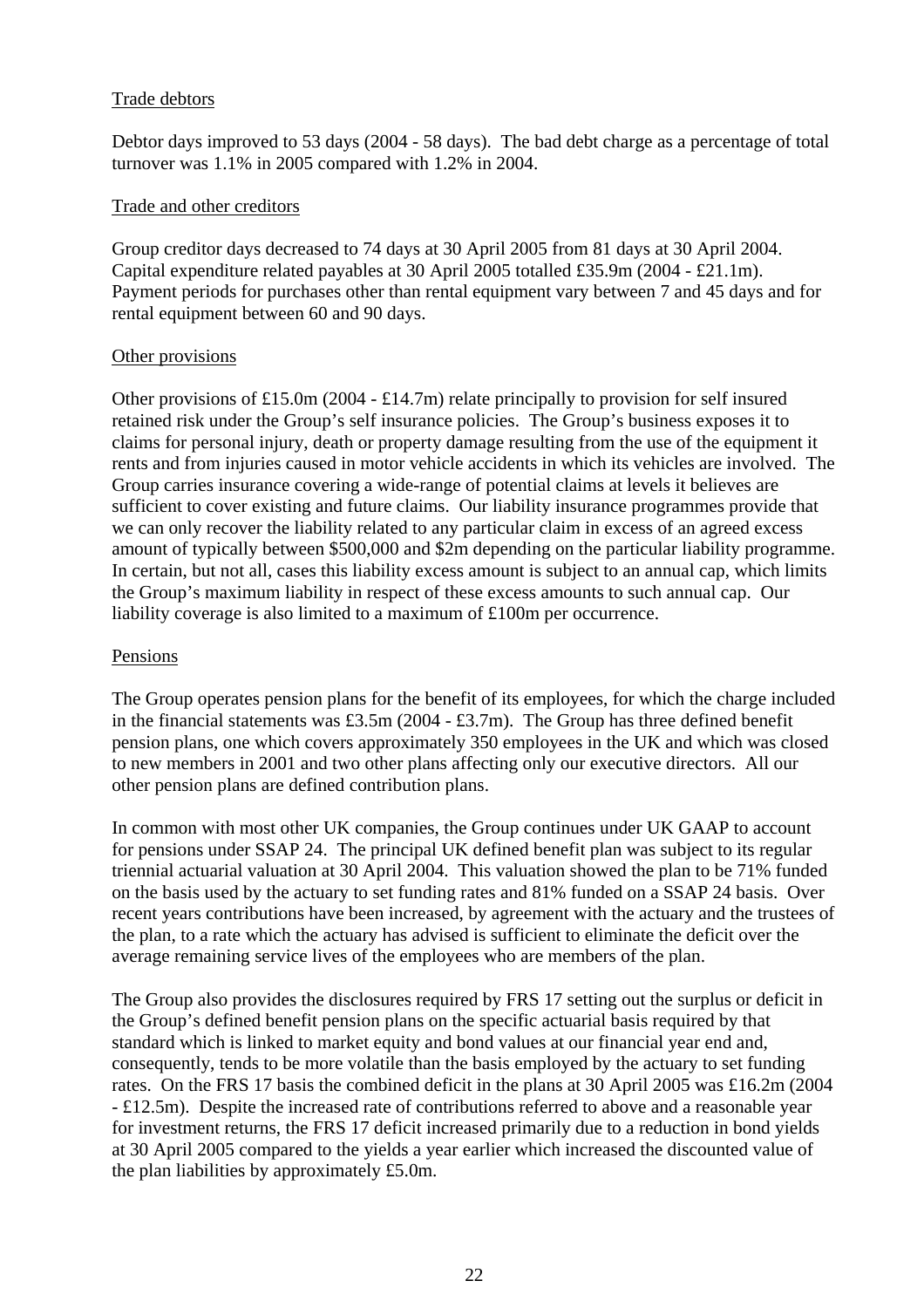## Trade debtors

Debtor days improved to 53 days (2004 - 58 days). The bad debt charge as a percentage of total turnover was 1.1% in 2005 compared with 1.2% in 2004.

## Trade and other creditors

Group creditor days decreased to 74 days at 30 April 2005 from 81 days at 30 April 2004. Capital expenditure related payables at 30 April 2005 totalled £35.9m (2004 - £21.1m). Payment periods for purchases other than rental equipment vary between 7 and 45 days and for rental equipment between 60 and 90 days.

## Other provisions

Other provisions of £15.0m (2004 - £14.7m) relate principally to provision for self insured retained risk under the Group's self insurance policies. The Group's business exposes it to claims for personal injury, death or property damage resulting from the use of the equipment it rents and from injuries caused in motor vehicle accidents in which its vehicles are involved. The Group carries insurance covering a wide-range of potential claims at levels it believes are sufficient to cover existing and future claims. Our liability insurance programmes provide that we can only recover the liability related to any particular claim in excess of an agreed excess amount of typically between $500,000 and $2m depending on the particular liability programme. In certain, but not all, cases this liability excess amount is subject to an annual cap, which limits the Group's maximum liability in respect of these excess amounts to such annual cap. Our liability coverage is also limited to a maximum of £100m per occurrence.

## Pensions

The Group operates pension plans for the benefit of its employees, for which the charge included in the financial statements was £3.5m (2004 - £3.7m). The Group has three defined benefit pension plans, one which covers approximately 350 employees in the UK and which was closed to new members in 2001 and two other plans affecting only our executive directors. All our other pension plans are defined contribution plans.

In common with most other UK companies, the Group continues under UK GAAP to account for pensions under SSAP 24. The principal UK defined benefit plan was subject to its regular triennial actuarial valuation at 30 April 2004. This valuation showed the plan to be 71% funded on the basis used by the actuary to set funding rates and 81% funded on a SSAP 24 basis. Over recent years contributions have been increased, by agreement with the actuary and the trustees of the plan, to a rate which the actuary has advised is sufficient to eliminate the deficit over the average remaining service lives of the employees who are members of the plan.

The Group also provides the disclosures required by FRS 17 setting out the surplus or deficit in the Group's defined benefit pension plans on the specific actuarial basis required by that standard which is linked to market equity and bond values at our financial year end and, consequently, tends to be more volatile than the basis employed by the actuary to set funding rates. On the FRS 17 basis the combined deficit in the plans at 30 April 2005 was £16.2m (2004 - £12.5m). Despite the increased rate of contributions referred to above and a reasonable year for investment returns, the FRS 17 deficit increased primarily due to a reduction in bond yields at 30 April 2005 compared to the yields a year earlier which increased the discounted value of the plan liabilities by approximately £5.0m.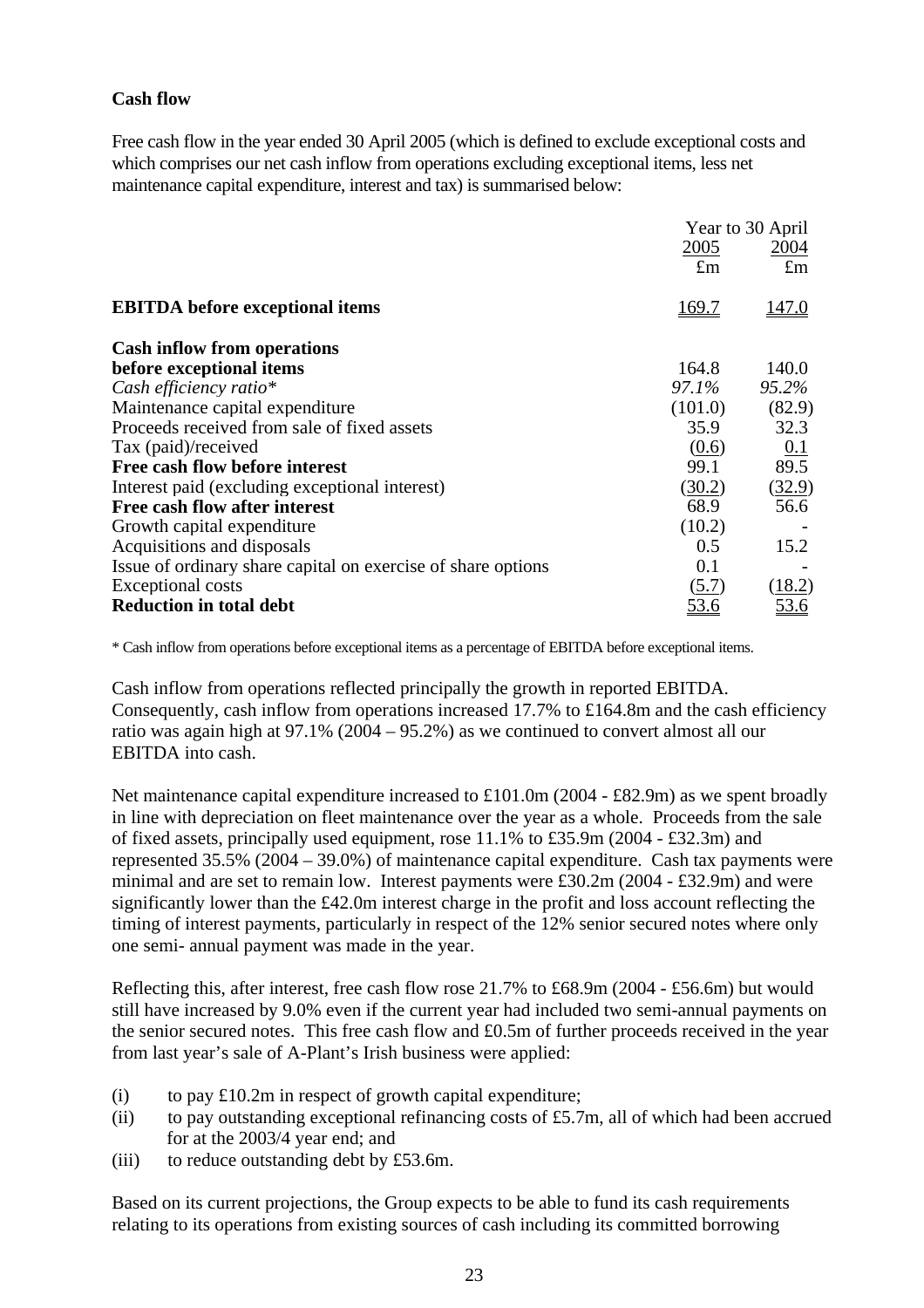**Cash flow**

Free cash flow in the year ended 30 April 2005 (which is defined to exclude exceptional costs and which comprises our net cash inflow from operations excluding exceptional items, less net maintenance capital expenditure, interest and tax) is summarised below:

| | Year to 30 April | |
|---|---|---|
| | 2005 | 2004 |
| | £m | £m |
| **EBITDA before exceptional items** | 169.7 | 147.0 |
| **Cash inflow from operations before exceptional items** | 164.8 | 140.0 |
| *Cash efficiency ratio** | *97.1%* | *95.2%* |
| Maintenance capital expenditure | (101.0) | (82.9) |
| Proceeds received from sale of fixed assets | 35.9 | 32.3 |
| Tax (paid)/received | (0.6) | 0.1 |
| **Free cash flow before interest** | 99.1 | 89.5 |
| Interest paid (excluding exceptional interest) | (30.2) | (32.9) |
| **Free cash flow after interest** | 68.9 | 56.6 |
| Growth capital expenditure | (10.2) | - |
| Acquisitions and disposals | 0.5 | 15.2 |
| Issue of ordinary share capital on exercise of share options | 0.1 | - |
| Exceptional costs | (5.7) | (18.2) |
| **Reduction in total debt** | 53.6 | 53.6 |

* Cash inflow from operations before exceptional items as a percentage of EBITDA before exceptional items.

Cash inflow from operations reflected principally the growth in reported EBITDA. Consequently, cash inflow from operations increased 17.7% to £164.8m and the cash efficiency ratio was again high at 97.1% (2004 – 95.2%) as we continued to convert almost all our EBITDA into cash.

Net maintenance capital expenditure increased to £101.0m (2004 - £82.9m) as we spent broadly in line with depreciation on fleet maintenance over the year as a whole. Proceeds from the sale of fixed assets, principally used equipment, rose 11.1% to £35.9m (2004 - £32.3m) and represented 35.5% (2004 – 39.0%) of maintenance capital expenditure. Cash tax payments were minimal and are set to remain low. Interest payments were £30.2m (2004 - £32.9m) and were significantly lower than the £42.0m interest charge in the profit and loss account reflecting the timing of interest payments, particularly in respect of the 12% senior secured notes where only one semi- annual payment was made in the year.

Reflecting this, after interest, free cash flow rose 21.7% to £68.9m (2004 - £56.6m) but would still have increased by 9.0% even if the current year had included two semi-annual payments on the senior secured notes. This free cash flow and £0.5m of further proceeds received in the year from last year's sale of A-Plant's Irish business were applied:

- (i) to pay £10.2m in respect of growth capital expenditure;
- (ii) to pay outstanding exceptional refinancing costs of £5.7m, all of which had been accrued for at the 2003/4 year end; and
- (iii) to reduce outstanding debt by £53.6m.

Based on its current projections, the Group expects to be able to fund its cash requirements relating to its operations from existing sources of cash including its committed borrowing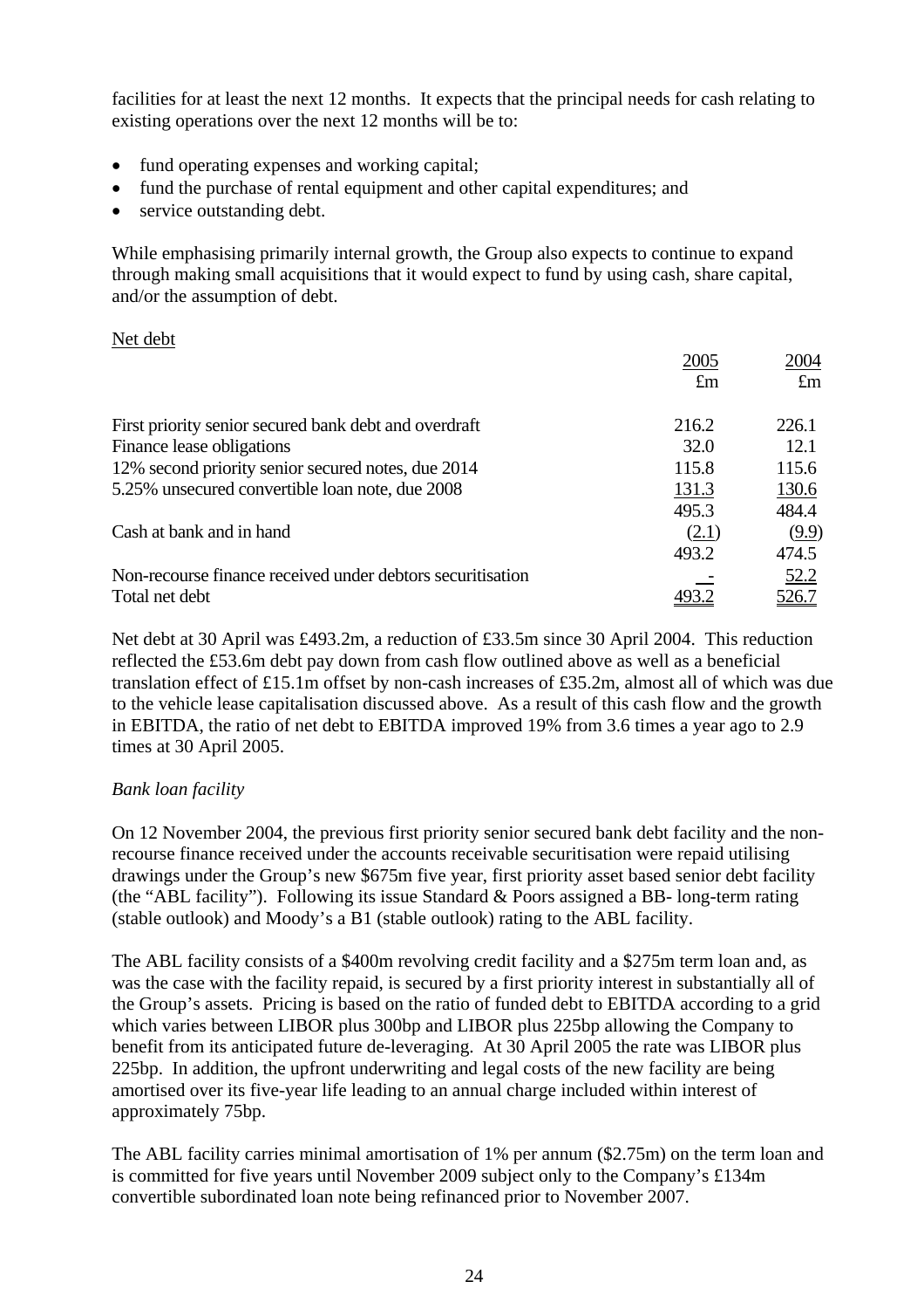facilities for at least the next 12 months. It expects that the principal needs for cash relating to existing operations over the next 12 months will be to:

- fund operating expenses and working capital;
- fund the purchase of rental equipment and other capital expenditures; and
- service outstanding debt.

While emphasising primarily internal growth, the Group also expects to continue to expand through making small acquisitions that it would expect to fund by using cash, share capital, and/or the assumption of debt.

Net debt

| | 2005 £m | 2004 £m |
|---|---|---|
| First priority senior secured bank debt and overdraft | 216.2 | 226.1 |
| Finance lease obligations | 32.0 | 12.1 |
| 12% second priority senior secured notes, due 2014 | 115.8 | 115.6 |
| 5.25% unsecured convertible loan note, due 2008 | 131.3 | 130.6 |
| | 495.3 | 484.4 |
| Cash at bank and in hand | (2.1) | (9.9) |
| | 493.2 | 474.5 |
| Non-recourse finance received under debtors securitisation | - | 52.2 |
| Total net debt | 493.2 | 526.7 |

Net debt at 30 April was £493.2m, a reduction of £33.5m since 30 April 2004. This reduction reflected the £53.6m debt pay down from cash flow outlined above as well as a beneficial translation effect of £15.1m offset by non-cash increases of £35.2m, almost all of which was due to the vehicle lease capitalisation discussed above. As a result of this cash flow and the growth in EBITDA, the ratio of net debt to EBITDA improved 19% from 3.6 times a year ago to 2.9 times at 30 April 2005.

*Bank loan facility*

On 12 November 2004, the previous first priority senior secured bank debt facility and the non-recourse finance received under the accounts receivable securitisation were repaid utilising drawings under the Group's new $675m five year, first priority asset based senior debt facility (the "ABL facility"). Following its issue Standard & Poors assigned a BB- long-term rating (stable outlook) and Moody's a B1 (stable outlook) rating to the ABL facility.

The ABL facility consists of a $400m revolving credit facility and a $275m term loan and, as was the case with the facility repaid, is secured by a first priority interest in substantially all of the Group's assets. Pricing is based on the ratio of funded debt to EBITDA according to a grid which varies between LIBOR plus 300bp and LIBOR plus 225bp allowing the Company to benefit from its anticipated future de-leveraging. At 30 April 2005 the rate was LIBOR plus 225bp. In addition, the upfront underwriting and legal costs of the new facility are being amortised over its five-year life leading to an annual charge included within interest of approximately 75bp.

The ABL facility carries minimal amortisation of 1% per annum ($2.75m) on the term loan and is committed for five years until November 2009 subject only to the Company's £134m convertible subordinated loan note being refinanced prior to November 2007.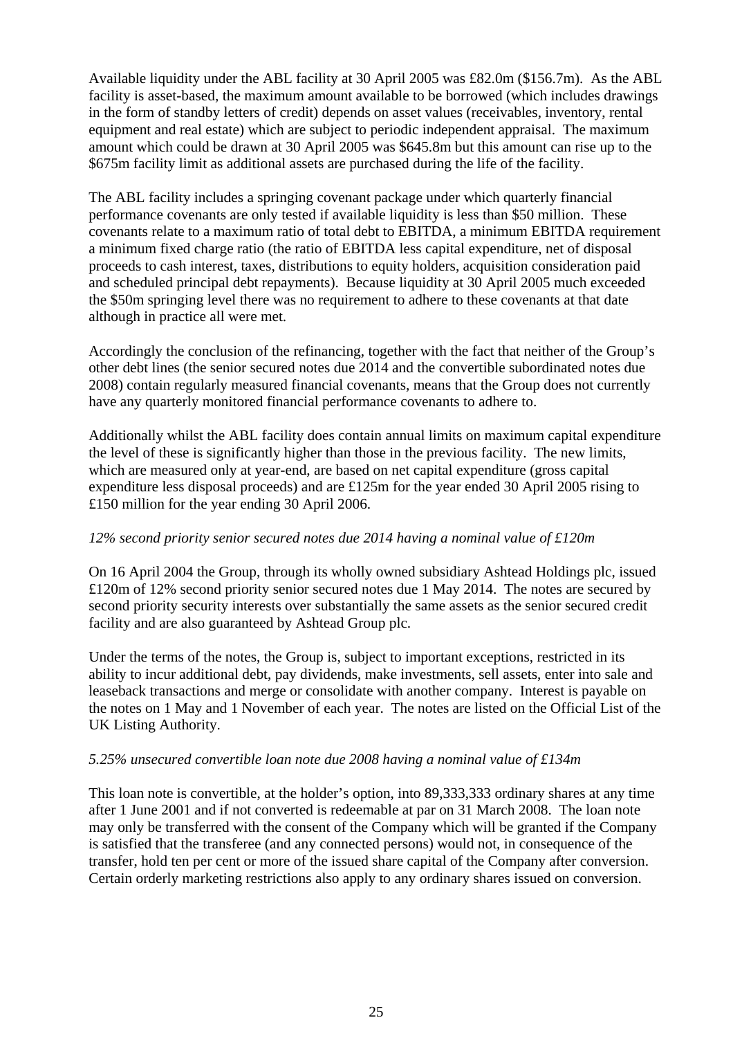Available liquidity under the ABL facility at 30 April 2005 was £82.0m ($156.7m). As the ABL facility is asset-based, the maximum amount available to be borrowed (which includes drawings in the form of standby letters of credit) depends on asset values (receivables, inventory, rental equipment and real estate) which are subject to periodic independent appraisal. The maximum amount which could be drawn at 30 April 2005 was $645.8m but this amount can rise up to the $675m facility limit as additional assets are purchased during the life of the facility.

The ABL facility includes a springing covenant package under which quarterly financial performance covenants are only tested if available liquidity is less than $50 million. These covenants relate to a maximum ratio of total debt to EBITDA, a minimum EBITDA requirement a minimum fixed charge ratio (the ratio of EBITDA less capital expenditure, net of disposal proceeds to cash interest, taxes, distributions to equity holders, acquisition consideration paid and scheduled principal debt repayments). Because liquidity at 30 April 2005 much exceeded the $50m springing level there was no requirement to adhere to these covenants at that date although in practice all were met.

Accordingly the conclusion of the refinancing, together with the fact that neither of the Group's other debt lines (the senior secured notes due 2014 and the convertible subordinated notes due 2008) contain regularly measured financial covenants, means that the Group does not currently have any quarterly monitored financial performance covenants to adhere to.

Additionally whilst the ABL facility does contain annual limits on maximum capital expenditure the level of these is significantly higher than those in the previous facility. The new limits, which are measured only at year-end, are based on net capital expenditure (gross capital expenditure less disposal proceeds) and are £125m for the year ended 30 April 2005 rising to £150 million for the year ending 30 April 2006.

*12% second priority senior secured notes due 2014 having a nominal value of £120m*

On 16 April 2004 the Group, through its wholly owned subsidiary Ashtead Holdings plc, issued £120m of 12% second priority senior secured notes due 1 May 2014. The notes are secured by second priority security interests over substantially the same assets as the senior secured credit facility and are also guaranteed by Ashtead Group plc.

Under the terms of the notes, the Group is, subject to important exceptions, restricted in its ability to incur additional debt, pay dividends, make investments, sell assets, enter into sale and leaseback transactions and merge or consolidate with another company. Interest is payable on the notes on 1 May and 1 November of each year. The notes are listed on the Official List of the UK Listing Authority.

*5.25% unsecured convertible loan note due 2008 having a nominal value of £134m*

This loan note is convertible, at the holder's option, into 89,333,333 ordinary shares at any time after 1 June 2001 and if not converted is redeemable at par on 31 March 2008. The loan note may only be transferred with the consent of the Company which will be granted if the Company is satisfied that the transferee (and any connected persons) would not, in consequence of the transfer, hold ten per cent or more of the issued share capital of the Company after conversion. Certain orderly marketing restrictions also apply to any ordinary shares issued on conversion.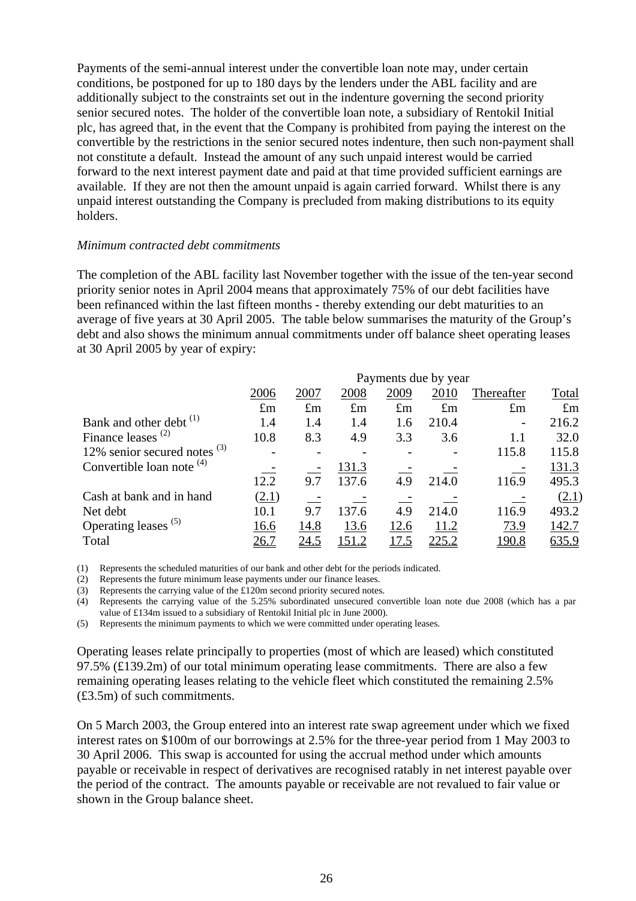Payments of the semi-annual interest under the convertible loan note may, under certain conditions, be postponed for up to 180 days by the lenders under the ABL facility and are additionally subject to the constraints set out in the indenture governing the second priority senior secured notes. The holder of the convertible loan note, a subsidiary of Rentokil Initial plc, has agreed that, in the event that the Company is prohibited from paying the interest on the convertible by the restrictions in the senior secured notes indenture, then such non-payment shall not constitute a default. Instead the amount of any such unpaid interest would be carried forward to the next interest payment date and paid at that time provided sufficient earnings are available. If they are not then the amount unpaid is again carried forward. Whilst there is any unpaid interest outstanding the Company is precluded from making distributions to its equity holders.

*Minimum contracted debt commitments*

The completion of the ABL facility last November together with the issue of the ten-year second priority senior notes in April 2004 means that approximately 75% of our debt facilities have been refinanced within the last fifteen months - thereby extending our debt maturities to an average of five years at 30 April 2005. The table below summarises the maturity of the Group's debt and also shows the minimum annual commitments under off balance sheet operating leases at 30 April 2005 by year of expiry:

| | Payments due by year | | | | | | |
|---|---|---|---|---|---|---|---|
| | 2006 | 2007 | 2008 | 2009 | 2010 | Thereafter | Total |
| | £m | £m | £m | £m | £m | £m | £m |
| Bank and other debt [(1)] | 1.4 | 1.4 | 1.4 | 1.6 | 210.4 | - | 216.2 |
| Finance leases [(2)] | 10.8 | 8.3 | 4.9 | 3.3 | 3.6 | 1.1 | 32.0 |
| 12% senior secured notes [(3)] | - | - | - | - | - | 115.8 | 115.8 |
| Convertible loan note [(4)] | - | - | 131.3 | - | - | - | 131.3 |
| | 12.2 | 9.7 | 137.6 | 4.9 | 214.0 | 116.9 | 495.3 |
| Cash at bank and in hand | (2.1) | - | - | - | - | - | (2.1) |
| Net debt | 10.1 | 9.7 | 137.6 | 4.9 | 214.0 | 116.9 | 493.2 |
| Operating leases [(5)] | 16.6 | 14.8 | 13.6 | 12.6 | 11.2 | 73.9 | 142.7 |
| Total | 26.7 | 24.5 | 151.2 | 17.5 | 225.2 | 190.8 | 635.9 |

(1) Represents the scheduled maturities of our bank and other debt for the periods indicated.
(2) Represents the future minimum lease payments under our finance leases.
(3) Represents the carrying value of the £120m second priority secured notes.
(4) Represents the carrying value of the 5.25% subordinated unsecured convertible loan note due 2008 (which has a par value of £134m issued to a subsidiary of Rentokil Initial plc in June 2000).
(5) Represents the minimum payments to which we were committed under operating leases.

Operating leases relate principally to properties (most of which are leased) which constituted 97.5% (£139.2m) of our total minimum operating lease commitments. There are also a few remaining operating leases relating to the vehicle fleet which constituted the remaining 2.5% (£3.5m) of such commitments.

On 5 March 2003, the Group entered into an interest rate swap agreement under which we fixed interest rates on $100m of our borrowings at 2.5% for the three-year period from 1 May 2003 to 30 April 2006. This swap is accounted for using the accrual method under which amounts payable or receivable in respect of derivatives are recognised ratably in net interest payable over the period of the contract. The amounts payable or receivable are not revalued to fair value or shown in the Group balance sheet.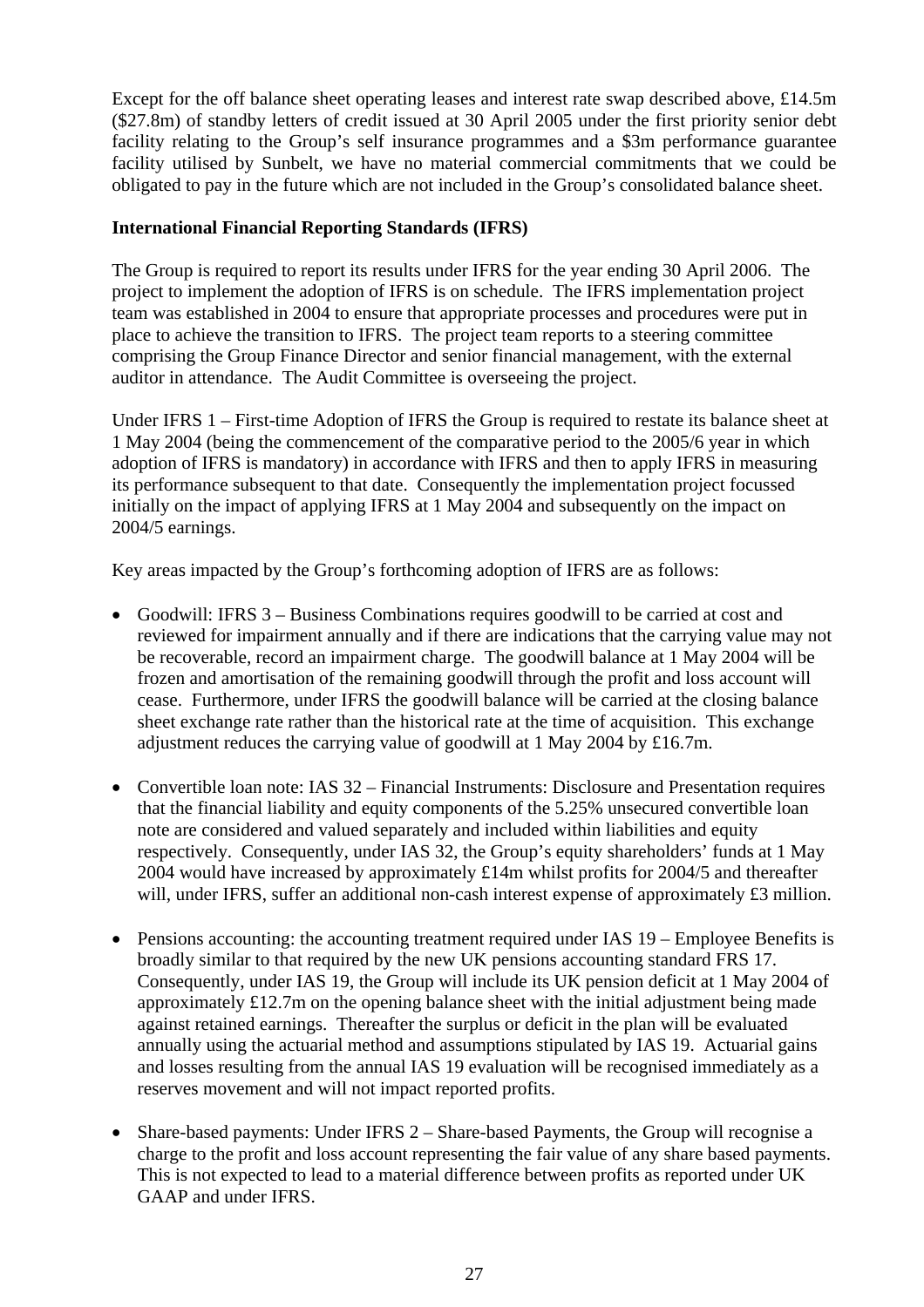Except for the off balance sheet operating leases and interest rate swap described above, £14.5m ($27.8m) of standby letters of credit issued at 30 April 2005 under the first priority senior debt facility relating to the Group's self insurance programmes and a $3m performance guarantee facility utilised by Sunbelt, we have no material commercial commitments that we could be obligated to pay in the future which are not included in the Group's consolidated balance sheet.

**International Financial Reporting Standards (IFRS)**

The Group is required to report its results under IFRS for the year ending 30 April 2006. The project to implement the adoption of IFRS is on schedule. The IFRS implementation project team was established in 2004 to ensure that appropriate processes and procedures were put in place to achieve the transition to IFRS. The project team reports to a steering committee comprising the Group Finance Director and senior financial management, with the external auditor in attendance. The Audit Committee is overseeing the project.

Under IFRS 1 – First-time Adoption of IFRS the Group is required to restate its balance sheet at 1 May 2004 (being the commencement of the comparative period to the 2005/6 year in which adoption of IFRS is mandatory) in accordance with IFRS and then to apply IFRS in measuring its performance subsequent to that date. Consequently the implementation project focussed initially on the impact of applying IFRS at 1 May 2004 and subsequently on the impact on 2004/5 earnings.

Key areas impacted by the Group's forthcoming adoption of IFRS are as follows:

- Goodwill: IFRS 3 – Business Combinations requires goodwill to be carried at cost and reviewed for impairment annually and if there are indications that the carrying value may not be recoverable, record an impairment charge. The goodwill balance at 1 May 2004 will be frozen and amortisation of the remaining goodwill through the profit and loss account will cease. Furthermore, under IFRS the goodwill balance will be carried at the closing balance sheet exchange rate rather than the historical rate at the time of acquisition. This exchange adjustment reduces the carrying value of goodwill at 1 May 2004 by £16.7m.

- Convertible loan note: IAS 32 – Financial Instruments: Disclosure and Presentation requires that the financial liability and equity components of the 5.25% unsecured convertible loan note are considered and valued separately and included within liabilities and equity respectively. Consequently, under IAS 32, the Group's equity shareholders' funds at 1 May 2004 would have increased by approximately £14m whilst profits for 2004/5 and thereafter will, under IFRS, suffer an additional non-cash interest expense of approximately £3 million.

- Pensions accounting: the accounting treatment required under IAS 19 – Employee Benefits is broadly similar to that required by the new UK pensions accounting standard FRS 17. Consequently, under IAS 19, the Group will include its UK pension deficit at 1 May 2004 of approximately £12.7m on the opening balance sheet with the initial adjustment being made against retained earnings. Thereafter the surplus or deficit in the plan will be evaluated annually using the actuarial method and assumptions stipulated by IAS 19. Actuarial gains and losses resulting from the annual IAS 19 evaluation will be recognised immediately as a reserves movement and will not impact reported profits.

- Share-based payments: Under IFRS 2 – Share-based Payments, the Group will recognise a charge to the profit and loss account representing the fair value of any share based payments. This is not expected to lead to a material difference between profits as reported under UK GAAP and under IFRS.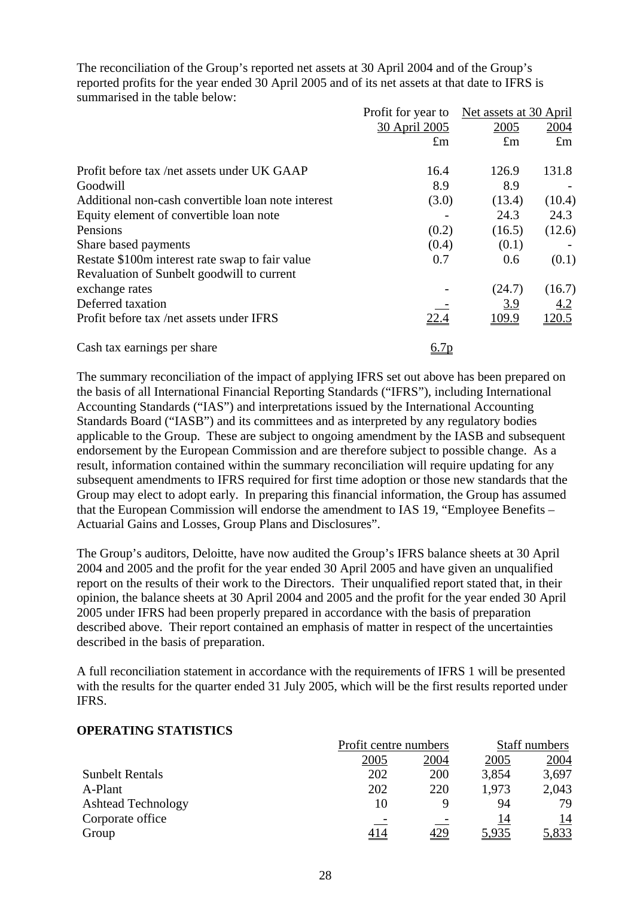The reconciliation of the Group's reported net assets at 30 April 2004 and of the Group's reported profits for the year ended 30 April 2005 and of its net assets at that date to IFRS is summarised in the table below:

| | Profit for year to 30 April 2005 | Net assets at 30 April | |
|---|---|---|---|
| | | 2005 | 2004 |
| | £m | £m | £m |
| Profit before tax /net assets under UK GAAP | 16.4 | 126.9 | 131.8 |
| Goodwill | 8.9 | 8.9 | - |
| Additional non-cash convertible loan note interest | (3.0) | (13.4) | (10.4) |
| Equity element of convertible loan note | - | 24.3 | 24.3 |
| Pensions | (0.2) | (16.5) | (12.6) |
| Share based payments | (0.4) | (0.1) | - |
| Restate \$100m interest rate swap to fair value | 0.7 | 0.6 | (0.1) |
| Revaluation of Sunbelt goodwill to current exchange rates | - | (24.7) | (16.7) |
| Deferred taxation | - | 3.9 | 4.2 |
| Profit before tax /net assets under IFRS | 22.4 | 109.9 | 120.5 |
| | | | |
| Cash tax earnings per share | 6.7p | | |

The summary reconciliation of the impact of applying IFRS set out above has been prepared on the basis of all International Financial Reporting Standards ("IFRS"), including International Accounting Standards ("IAS") and interpretations issued by the International Accounting Standards Board ("IASB") and its committees and as interpreted by any regulatory bodies applicable to the Group. These are subject to ongoing amendment by the IASB and subsequent endorsement by the European Commission and are therefore subject to possible change. As a result, information contained within the summary reconciliation will require updating for any subsequent amendments to IFRS required for first time adoption or those new standards that the Group may elect to adopt early. In preparing this financial information, the Group has assumed that the European Commission will endorse the amendment to IAS 19, "Employee Benefits – Actuarial Gains and Losses, Group Plans and Disclosures".

The Group's auditors, Deloitte, have now audited the Group's IFRS balance sheets at 30 April 2004 and 2005 and the profit for the year ended 30 April 2005 and have given an unqualified report on the results of their work to the Directors. Their unqualified report stated that, in their opinion, the balance sheets at 30 April 2004 and 2005 and the profit for the year ended 30 April 2005 under IFRS had been properly prepared in accordance with the basis of preparation described above. Their report contained an emphasis of matter in respect of the uncertainties described in the basis of preparation.

A full reconciliation statement in accordance with the requirements of IFRS 1 will be presented with the results for the quarter ended 31 July 2005, which will be the first results reported under IFRS.

**OPERATING STATISTICS**

| | Profit centre numbers | | Staff numbers | |
|---|---|---|---|---|
| | 2005 | 2004 | 2005 | 2004 |
| Sunbelt Rentals | 202 | 200 | 3,854 | 3,697 |
| A-Plant | 202 | 220 | 1,973 | 2,043 |
| Ashtead Technology | 10 | 9 | 94 | 79 |
| Corporate office | - | - | 14 | 14 |
| Group | 414 | 429 | 5,935 | 5,833 |